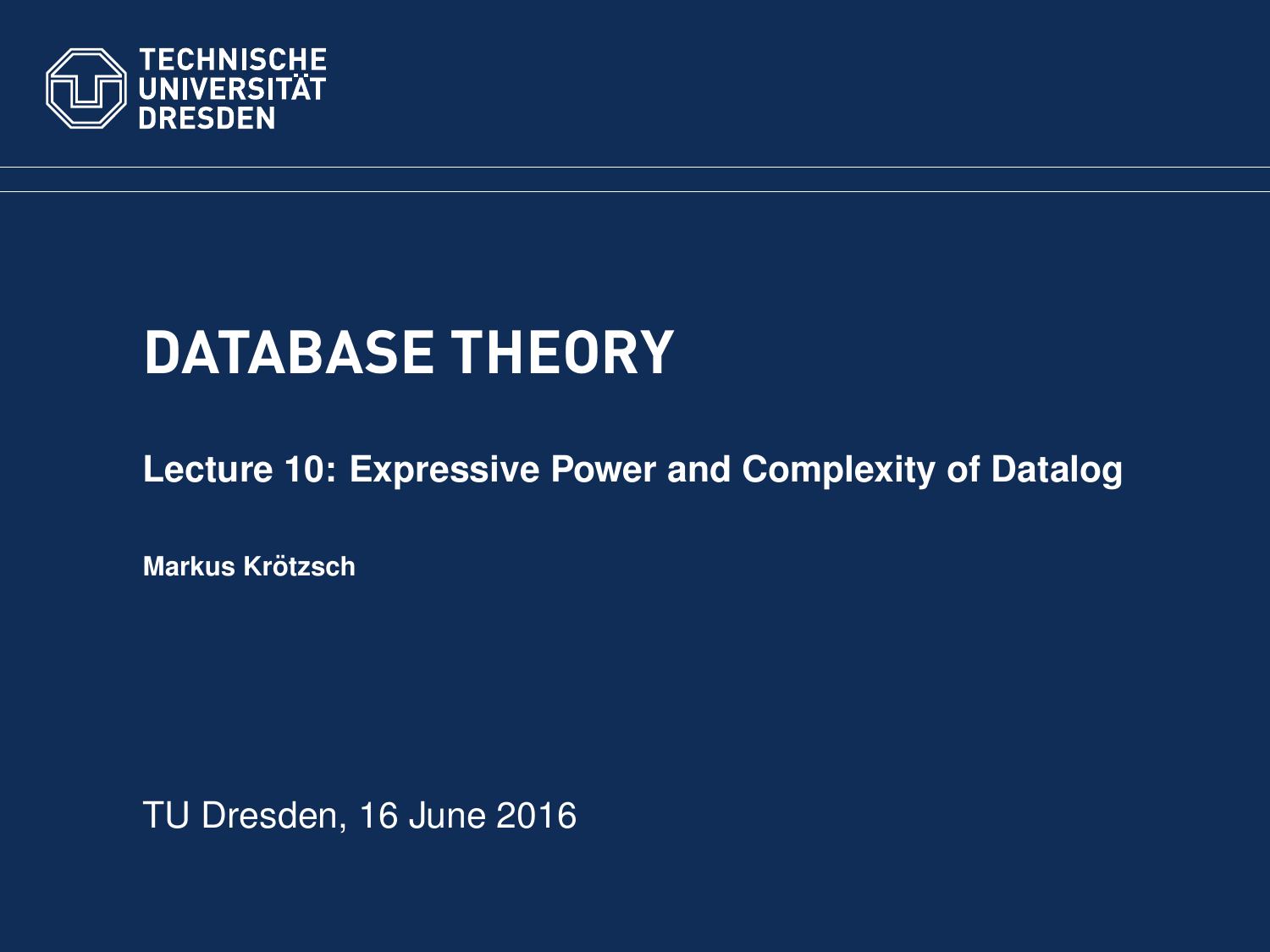TECHNISCHE UNIVERSITÄT DRESDEN

# DATABASE THEORY

## Lecture 10: Expressive Power and Complexity of Datalog

**Markus Krötzsch**

TU Dresden, 16 June 2016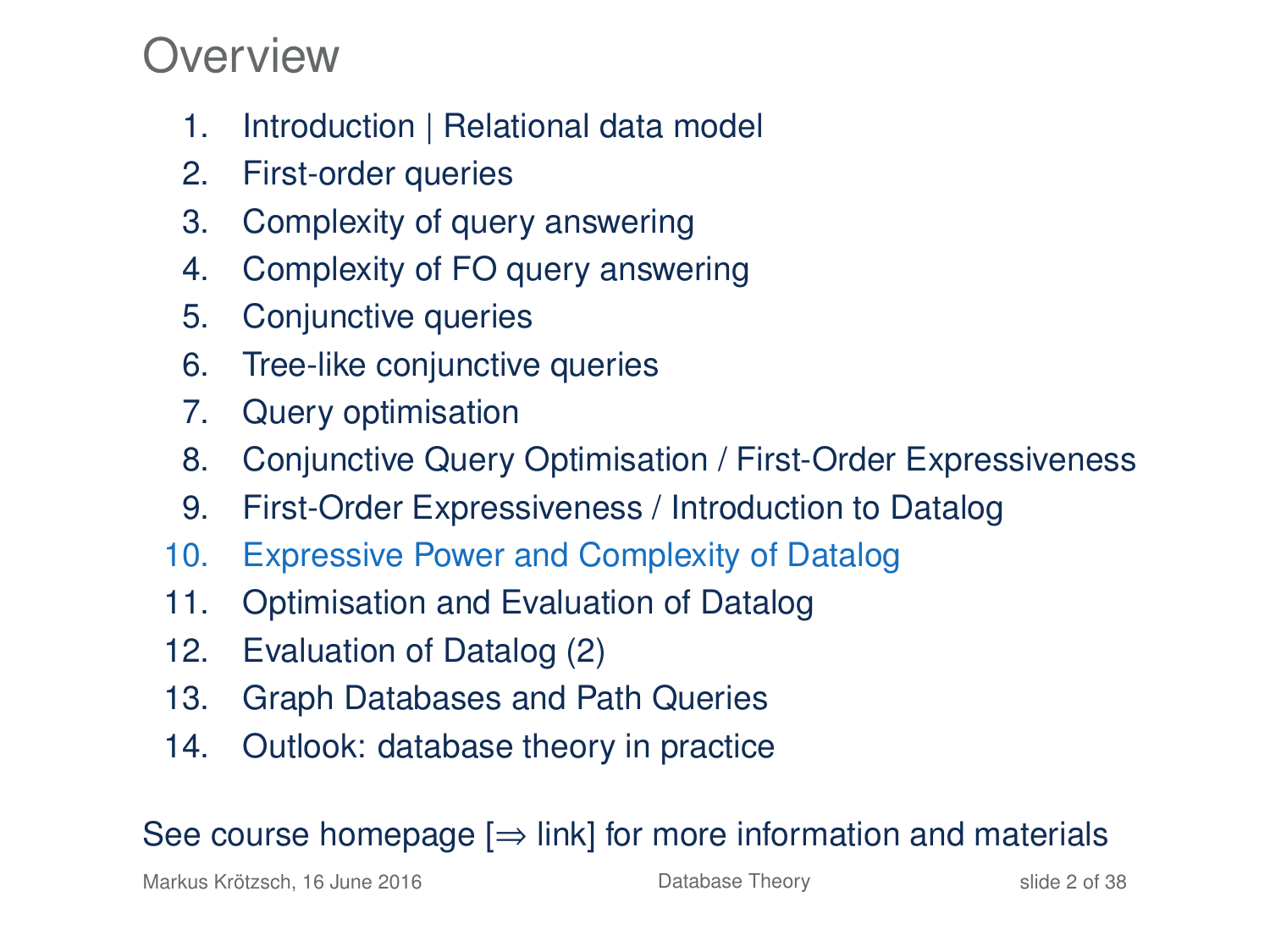# Overview

1. Introduction | Relational data model
2. First-order queries
3. Complexity of query answering
4. Complexity of FO query answering
5. Conjunctive queries
6. Tree-like conjunctive queries
7. Query optimisation
8. Conjunctive Query Optimisation / First-Order Expressiveness
9. First-Order Expressiveness / Introduction to Datalog
10. Expressive Power and Complexity of Datalog
11. Optimisation and Evaluation of Datalog
12. Evaluation of Datalog (2)
13. Graph Databases and Path Queries
14. Outlook: database theory in practice

See course homepage [⇒ link] for more information and materials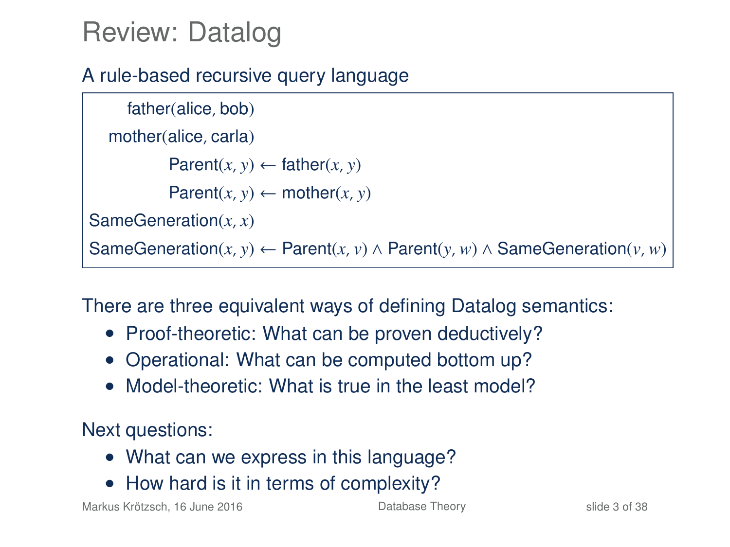# Review: Datalog

A rule-based recursive query language

$$
\begin{aligned}
\text{father}(\text{alice}, \text{bob}) & \\
\text{mother}(\text{alice}, \text{carla}) & \\
\text{Parent}(x, y) & \leftarrow \text{father}(x, y) \\
\text{Parent}(x, y) & \leftarrow \text{mother}(x, y) \\
\text{SameGeneration}(x, x) & \\
\text{SameGeneration}(x, y) & \leftarrow \text{Parent}(x, v) \land \text{Parent}(y, w) \land \text{SameGeneration}(v, w)
\end{aligned}
$$

There are three equivalent ways of defining Datalog semantics:

- Proof-theoretic: What can be proven deductively?
- Operational: What can be computed bottom up?
- Model-theoretic: What is true in the least model?

Next questions:

- What can we express in this language?
- How hard is it in terms of complexity?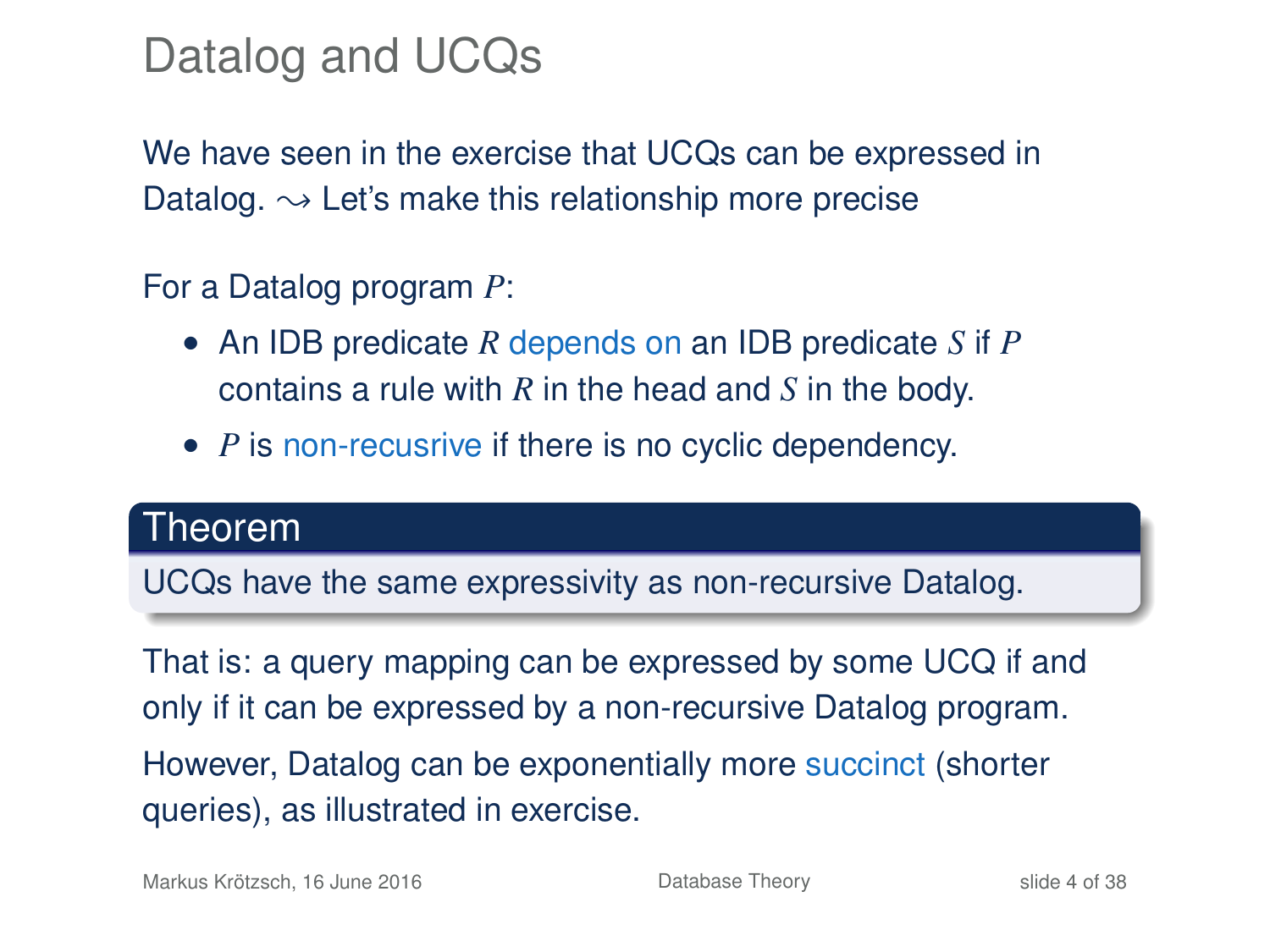# Datalog and UCQs

We have seen in the exercise that UCQs can be expressed in Datalog. $\rightsquigarrow$ Let's make this relationship more precise

For a Datalog program $P$:

- An IDB predicate $R$ depends on an IDB predicate $S$ if $P$ contains a rule with $R$ in the head and $S$ in the body.
- $P$ is non-recusrive if there is no cyclic dependency.

**Theorem**

UCQs have the same expressivity as non-recursive Datalog.

That is: a query mapping can be expressed by some UCQ if and only if it can be expressed by a non-recursive Datalog program.

However, Datalog can be exponentially more succinct (shorter queries), as illustrated in exercise.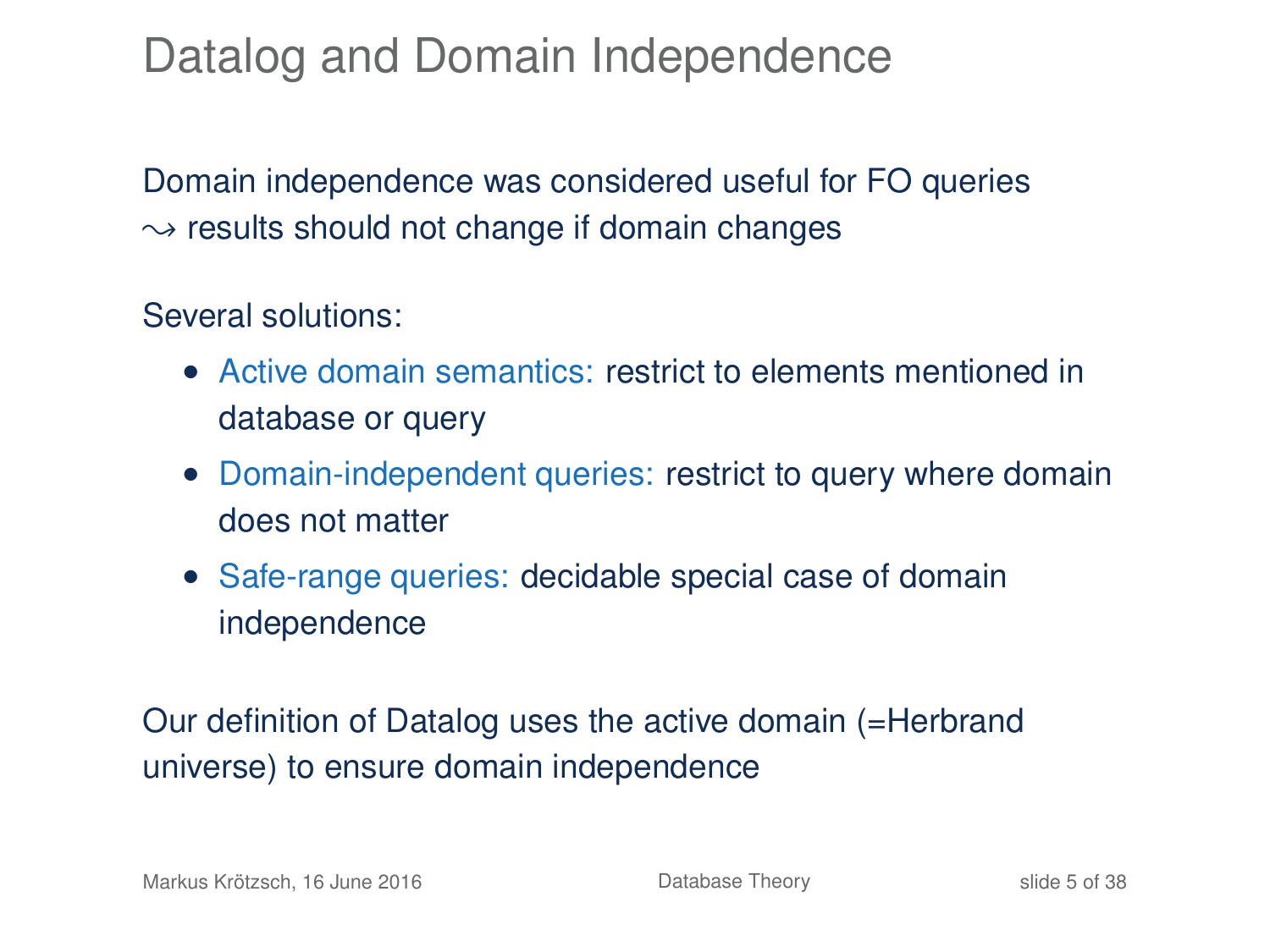# Datalog and Domain Independence

Domain independence was considered useful for FO queries
$\leadsto$ results should not change if domain changes

Several solutions:

- Active domain semantics: restrict to elements mentioned in database or query
- Domain-independent queries: restrict to query where domain does not matter
- Safe-range queries: decidable special case of domain independence

Our definition of Datalog uses the active domain (=Herbrand universe) to ensure domain independence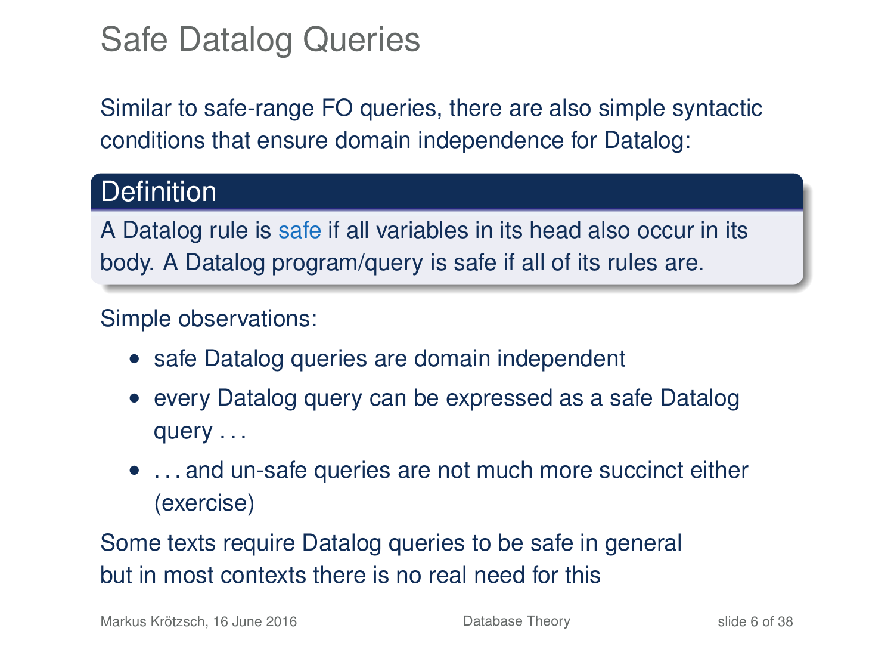# Safe Datalog Queries

Similar to safe-range FO queries, there are also simple syntactic conditions that ensure domain independence for Datalog:

**Definition**

A Datalog rule is *safe* if all variables in its head also occur in its body. A Datalog program/query is safe if all of its rules are.

Simple observations:

- safe Datalog queries are domain independent
- every Datalog query can be expressed as a safe Datalog query . . .
- . . . and un-safe queries are not much more succinct either (exercise)

Some texts require Datalog queries to be safe in general but in most contexts there is no real need for this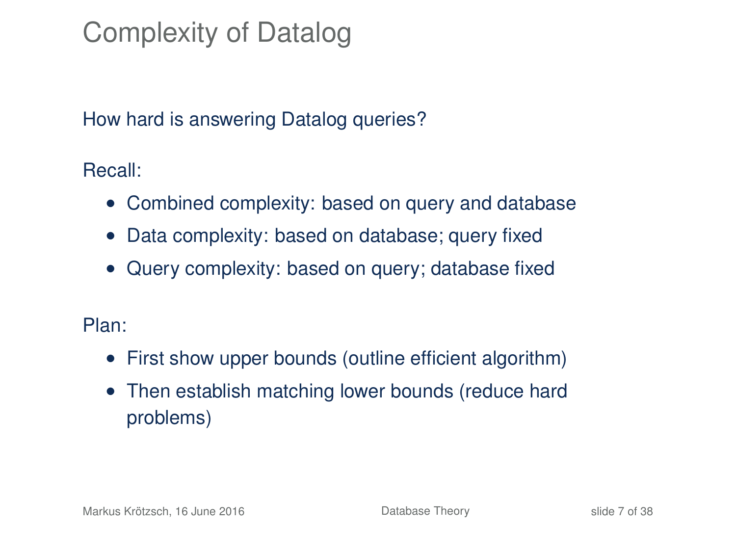# Complexity of Datalog

How hard is answering Datalog queries?

Recall:

- Combined complexity: based on query and database
- Data complexity: based on database; query fixed
- Query complexity: based on query; database fixed

Plan:

- First show upper bounds (outline efficient algorithm)
- Then establish matching lower bounds (reduce hard problems)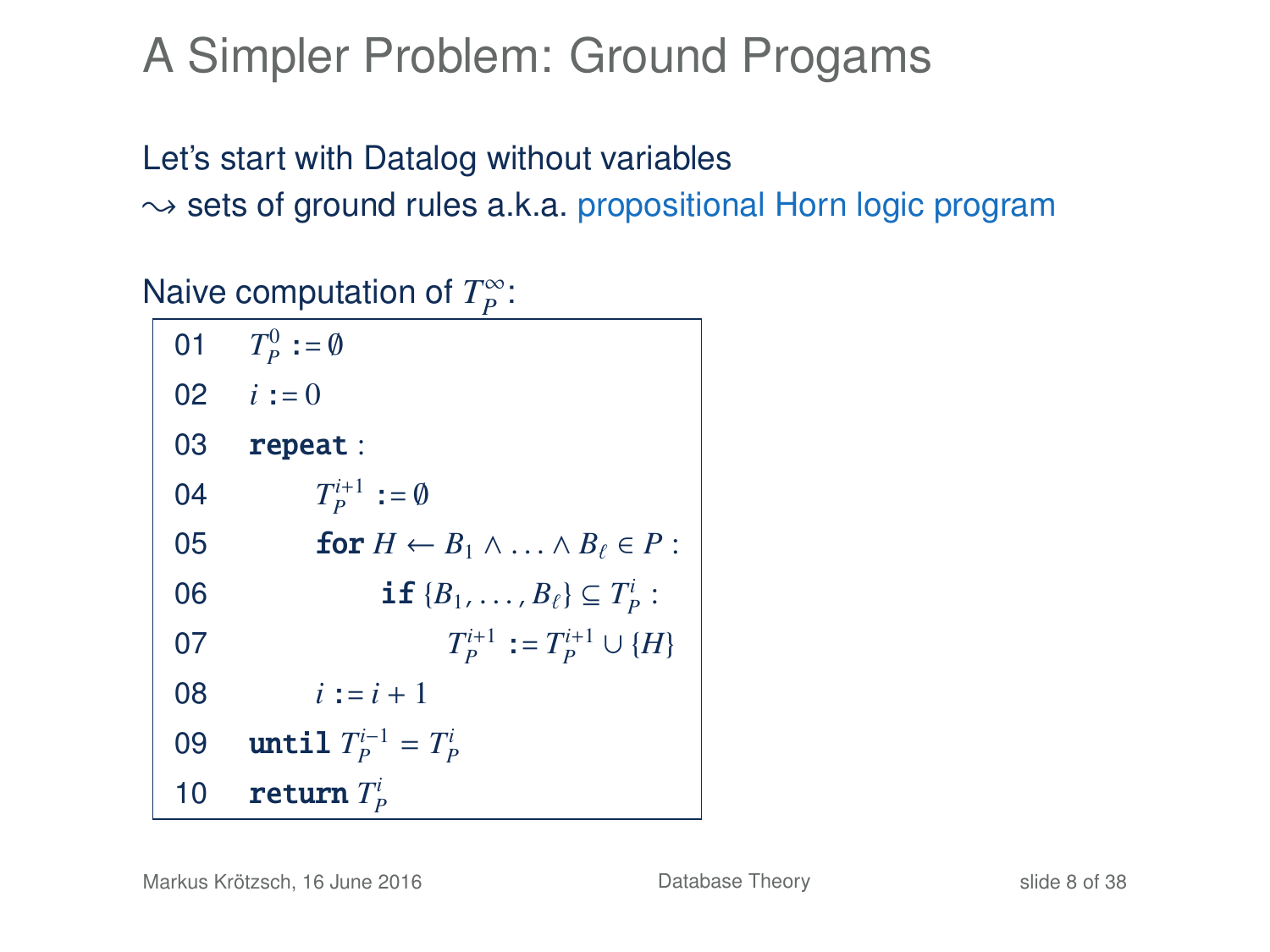# A Simpler Problem: Ground Progams

Let's start with Datalog without variables
$\leadsto$ sets of ground rules a.k.a. propositional Horn logic program

Naive computation of $T_P^\infty$:

```
01  T_P^0 := ∅
02  i := 0
03  repeat :
04      T_P^{i+1} := ∅
05      for H ← B_1 ∧ ... ∧ B_ℓ ∈ P :
06          if {B_1, ..., B_ℓ} ⊆ T_P^i :
07              T_P^{i+1} := T_P^{i+1} ∪ {H}
08      i := i + 1
09  until T_P^{i-1} = T_P^i
10  return T_P^i
```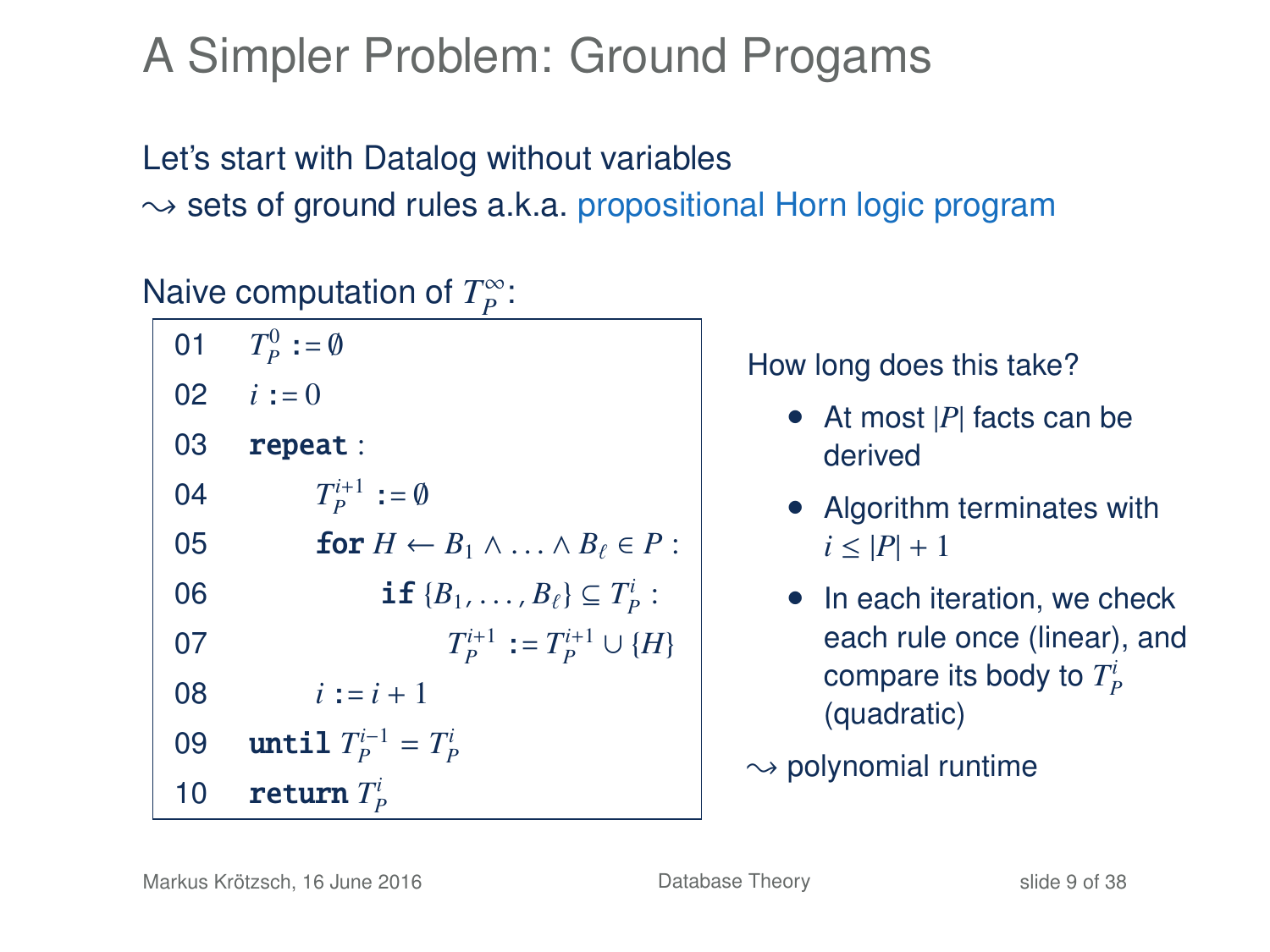# A Simpler Problem: Ground Progams

Let's start with Datalog without variables
$\leadsto$ sets of ground rules a.k.a. propositional Horn logic program

Naive computation of $T_P^\infty$:

```
01  T_P^0 := ∅
02  i := 0
03  repeat :
04      T_P^{i+1} := ∅
05      for H ← B_1 ∧ ... ∧ B_ℓ ∈ P :
06          if {B_1, ..., B_ℓ} ⊆ T_P^i :
07              T_P^{i+1} := T_P^{i+1} ∪ {H}
08      i := i + 1
09  until T_P^{i-1} = T_P^i
10  return T_P^i
```

How long does this take?

- At most $|P|$ facts can be derived
- Algorithm terminates with $i \leq |P| + 1$
- In each iteration, we check each rule once (linear), and compare its body to $T_P^i$ (quadratic)

$\leadsto$ polynomial runtime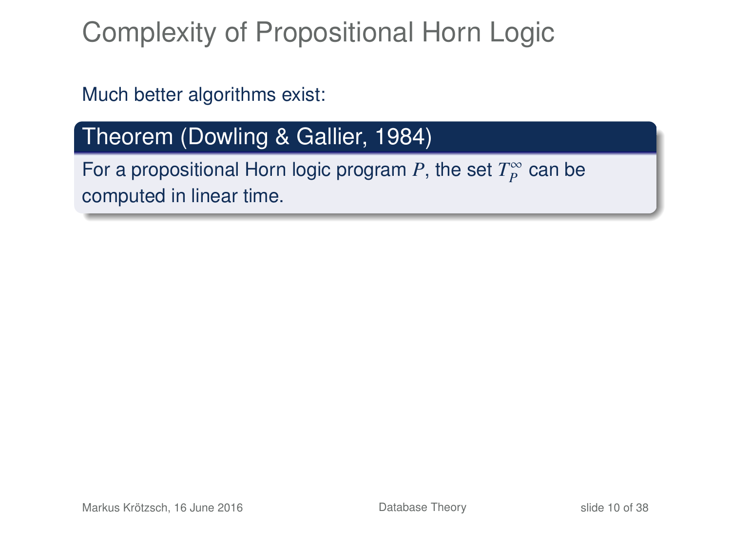# Complexity of Propositional Horn Logic

Much better algorithms exist:

**Theorem (Dowling & Gallier, 1984)**

For a propositional Horn logic program $P$, the set $T_P^\infty$ can be computed in linear time.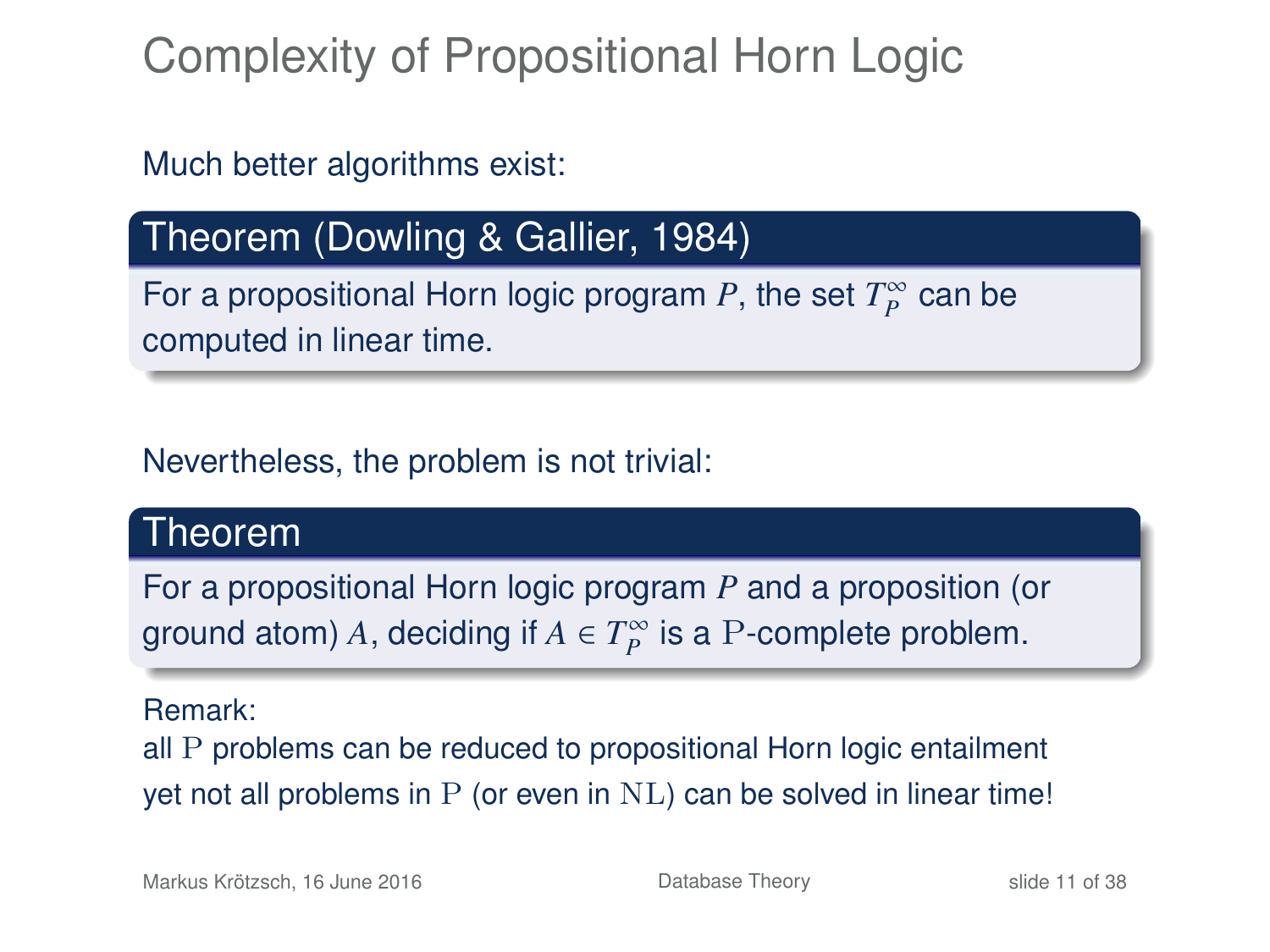# Complexity of Propositional Horn Logic

Much better algorithms exist:

**Theorem (Dowling & Gallier, 1984)**

For a propositional Horn logic program $P$, the set $T_P^\infty$ can be computed in linear time.

Nevertheless, the problem is not trivial:

**Theorem**

For a propositional Horn logic program $P$ and a proposition (or ground atom) $A$, deciding if $A \in T_P^\infty$ is a $\mathrm{P}$-complete problem.

Remark:
all $\mathrm{P}$ problems can be reduced to propositional Horn logic entailment
yet not all problems in $\mathrm{P}$ (or even in $\mathrm{NL}$) can be solved in linear time!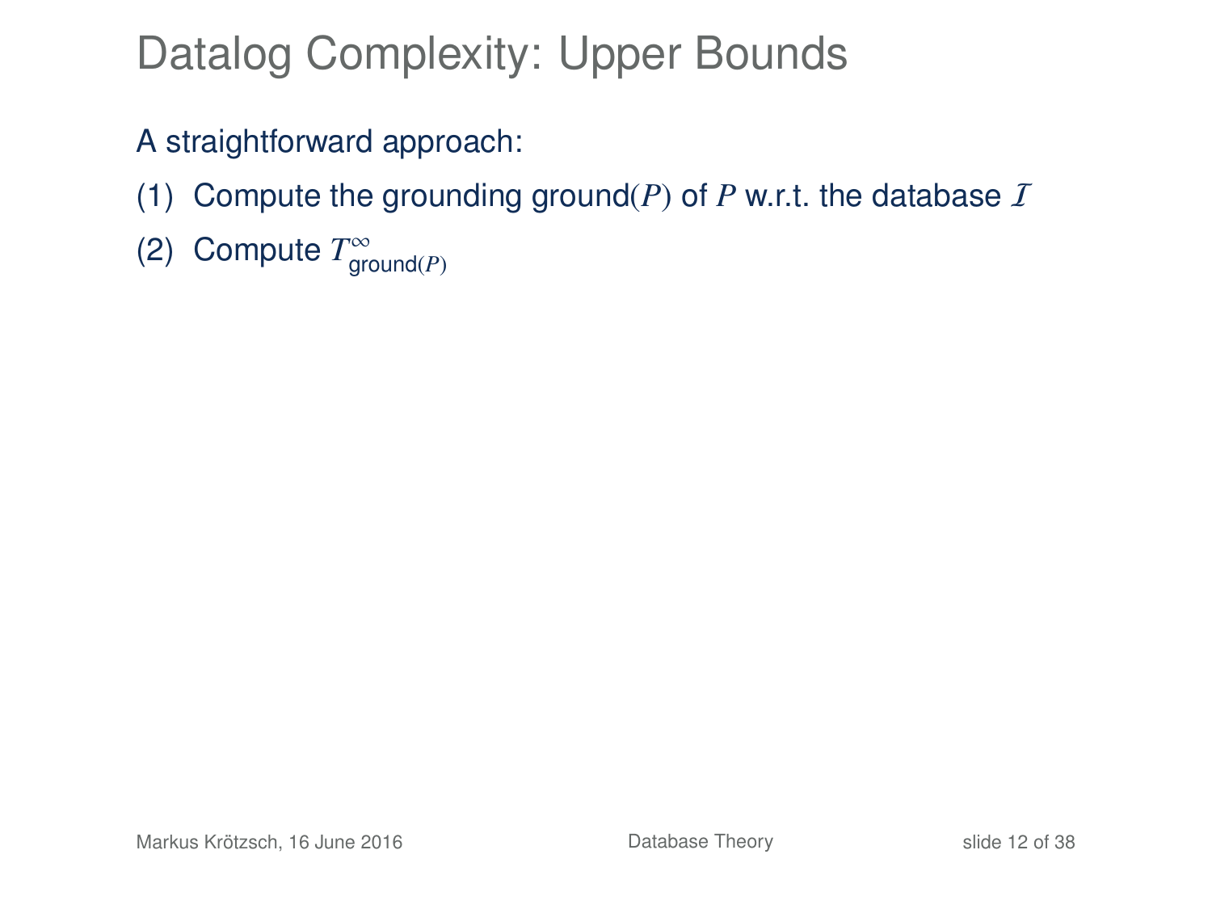# Datalog Complexity: Upper Bounds

A straightforward approach:

(1) Compute the grounding ground$(P)$ of $P$ w.r.t. the database $\mathcal{I}$

(2) Compute $T^{\infty}_{\text{ground}(P)}$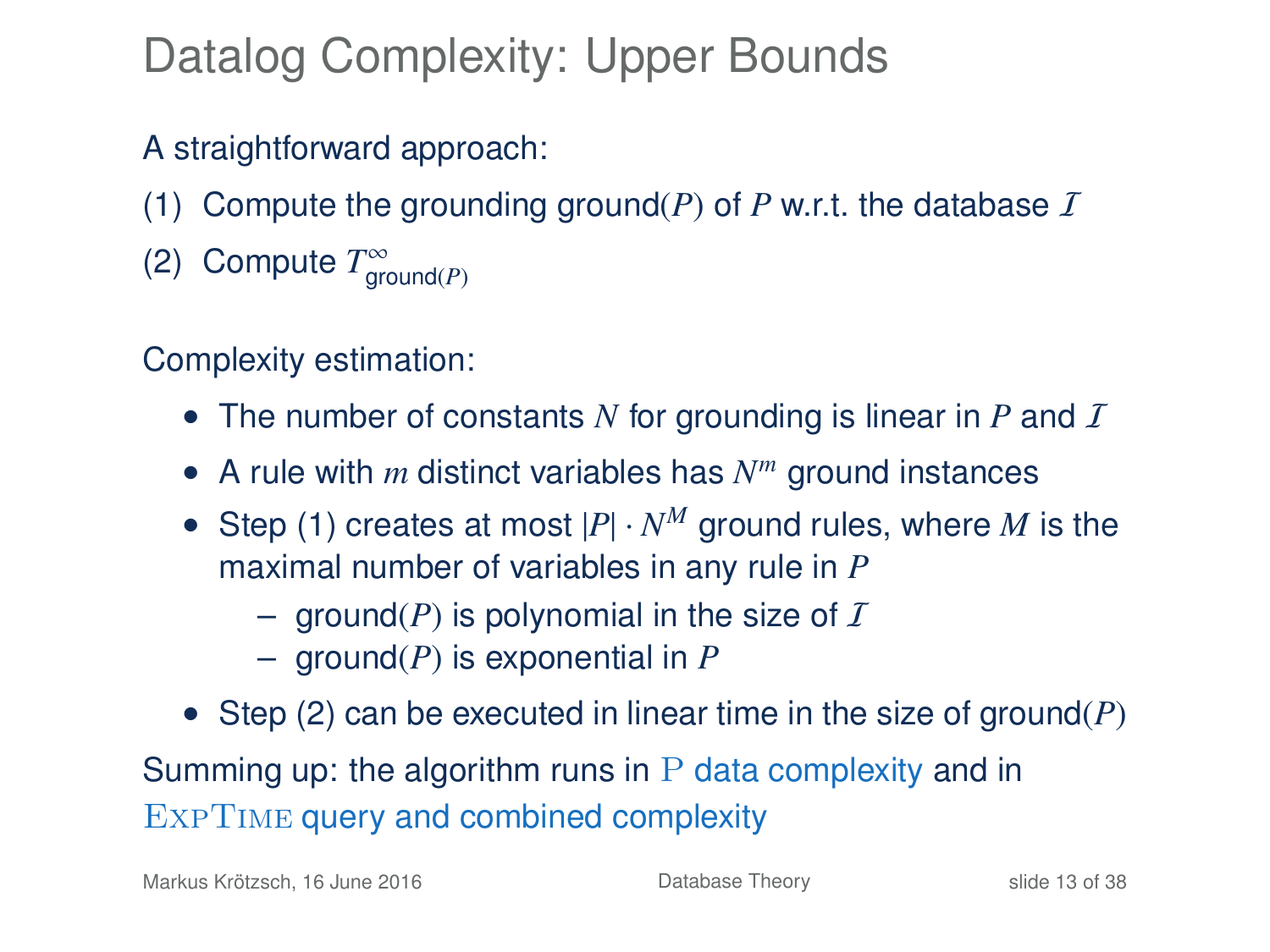# Datalog Complexity: Upper Bounds

A straightforward approach:

(1) Compute the grounding ground($P$) of $P$ w.r.t. the database $\mathcal{I}$

(2) Compute $T^{\infty}_{\text{ground}(P)}$

Complexity estimation:

- The number of constants $N$ for grounding is linear in $P$ and $\mathcal{I}$
- A rule with $m$ distinct variables has $N^m$ ground instances
- Step (1) creates at most $|P| \cdot N^M$ ground rules, where $M$ is the maximal number of variables in any rule in $P$
  - ground($P$) is polynomial in the size of $\mathcal{I}$
  - ground($P$) is exponential in $P$
- Step (2) can be executed in linear time in the size of ground($P$)

Summing up: the algorithm runs in P data complexity and in ExpTime query and combined complexity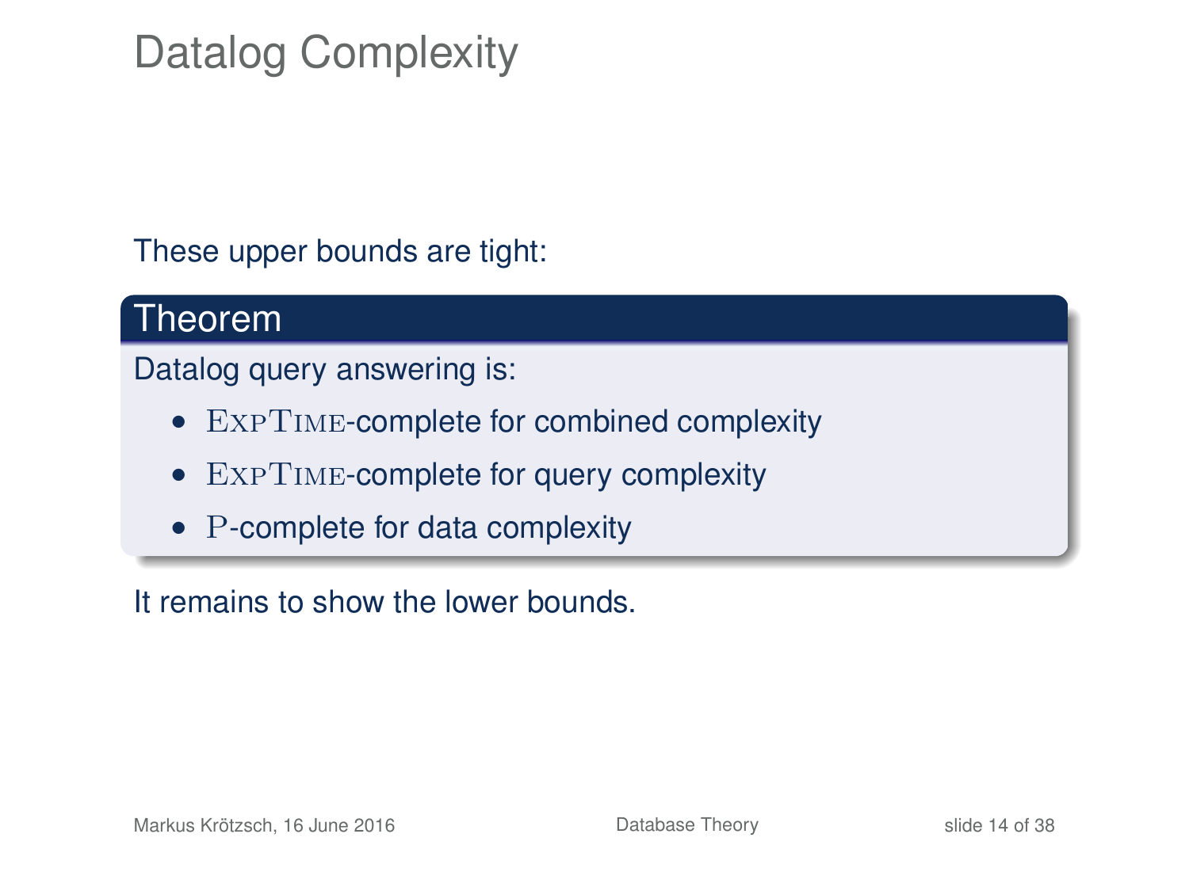# Datalog Complexity

These upper bounds are tight:

**Theorem**

Datalog query answering is:

- ExpTime-complete for combined complexity
- ExpTime-complete for query complexity
- P-complete for data complexity

It remains to show the lower bounds.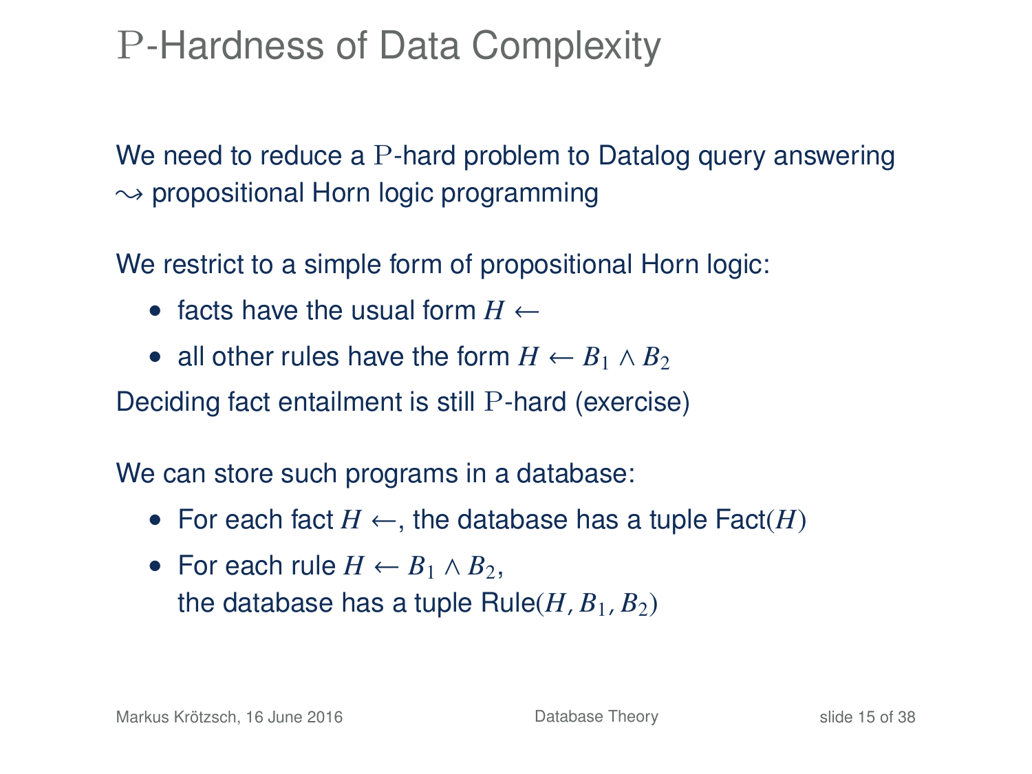# P-Hardness of Data Complexity

We need to reduce a P-hard problem to Datalog query answering
$\rightsquigarrow$ propositional Horn logic programming

We restrict to a simple form of propositional Horn logic:

- facts have the usual form $H \leftarrow$
- all other rules have the form $H \leftarrow B_1 \wedge B_2$

Deciding fact entailment is still P-hard (exercise)

We can store such programs in a database:

- For each fact $H \leftarrow$, the database has a tuple Fact$(H)$
- For each rule $H \leftarrow B_1 \wedge B_2$,
  the database has a tuple Rule$(H, B_1, B_2)$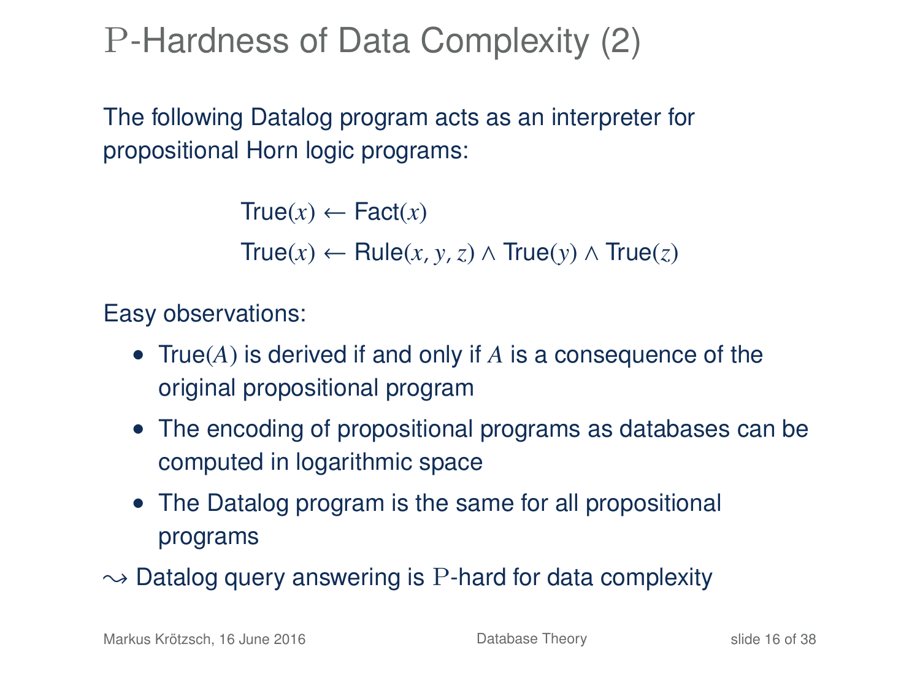# $\mathrm{P}$-Hardness of Data Complexity (2)

The following Datalog program acts as an interpreter for propositional Horn logic programs:

$$\mathsf{True}(x) \leftarrow \mathsf{Fact}(x)$$

$$\mathsf{True}(x) \leftarrow \mathsf{Rule}(x, y, z) \wedge \mathsf{True}(y) \wedge \mathsf{True}(z)$$

Easy observations:

- $\mathsf{True}(A)$ is derived if and only if $A$ is a consequence of the original propositional program
- The encoding of propositional programs as databases can be computed in logarithmic space
- The Datalog program is the same for all propositional programs

$\leadsto$ Datalog query answering is $\mathrm{P}$-hard for data complexity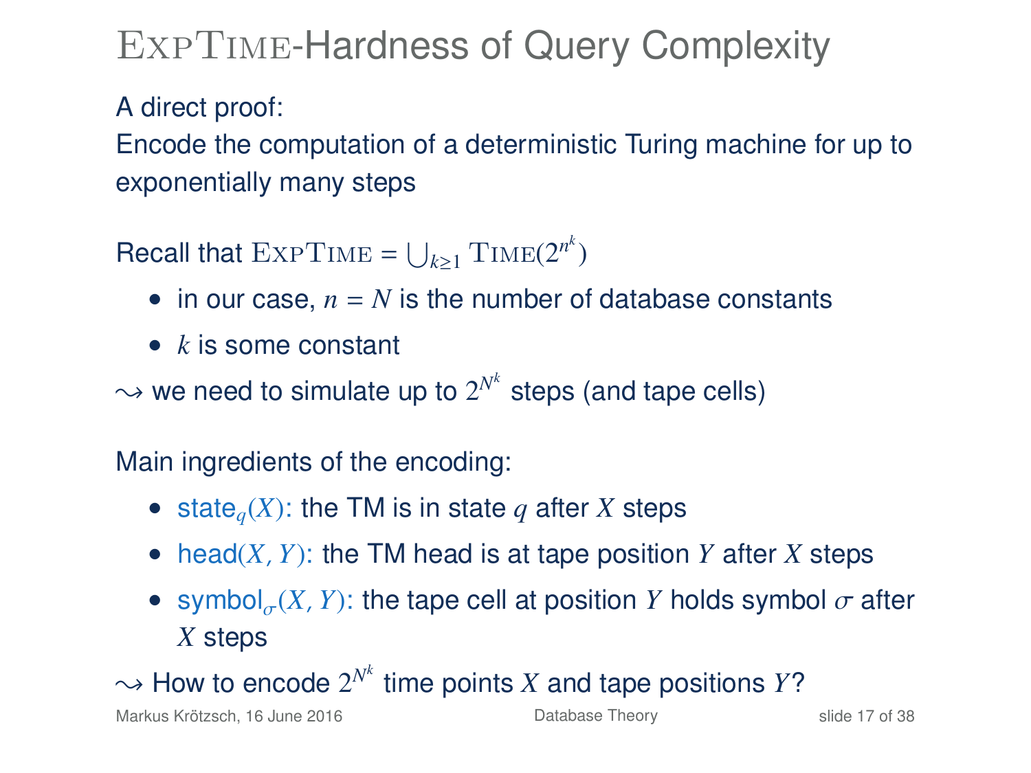# ExpTime-Hardness of Query Complexity

A direct proof:
Encode the computation of a deterministic Turing machine for up to exponentially many steps

Recall that $\textsc{ExpTime} = \bigcup_{k \geq 1} \textsc{Time}(2^{n^k})$

- in our case, $n = N$ is the number of database constants
- $k$ is some constant

$\leadsto$ we need to simulate up to $2^{N^k}$ steps (and tape cells)

Main ingredients of the encoding:

- $\text{state}_q(X)$: the TM is in state $q$ after $X$ steps
- $\text{head}(X, Y)$: the TM head is at tape position $Y$ after $X$ steps
- $\text{symbol}_\sigma(X, Y)$: the tape cell at position $Y$ holds symbol $\sigma$ after $X$ steps

$\leadsto$ How to encode $2^{N^k}$ time points $X$ and tape positions $Y$?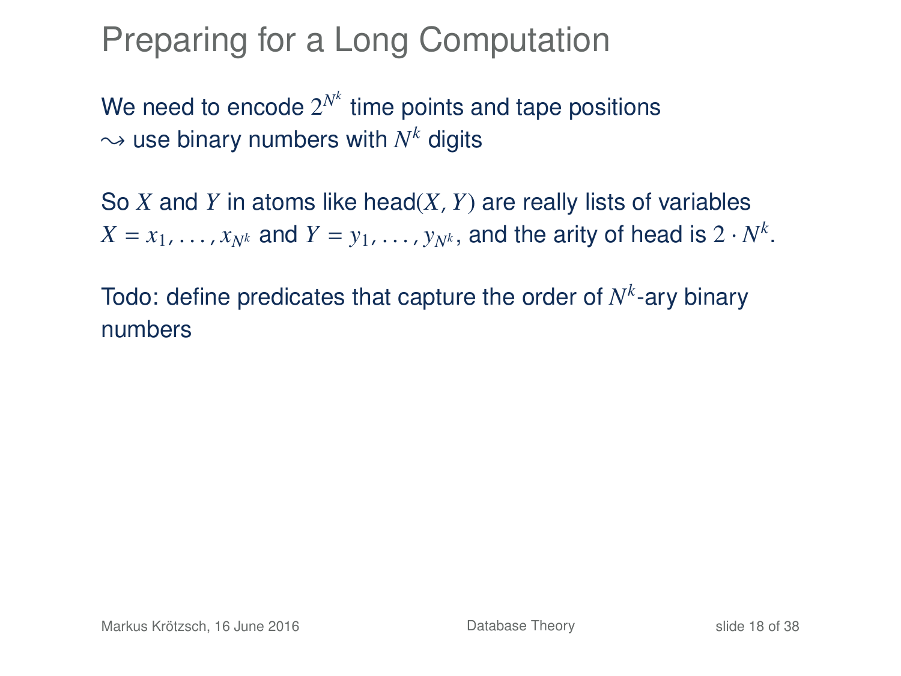# Preparing for a Long Computation

We need to encode $2^{N^k}$ time points and tape positions
$\leadsto$ use binary numbers with $N^k$ digits

So $X$ and $Y$ in atoms like head$(X, Y)$ are really lists of variables $X = x_1, \ldots, x_{N^k}$ and $Y = y_1, \ldots, y_{N^k}$, and the arity of head is $2 \cdot N^k$.

Todo: define predicates that capture the order of $N^k$-ary binary numbers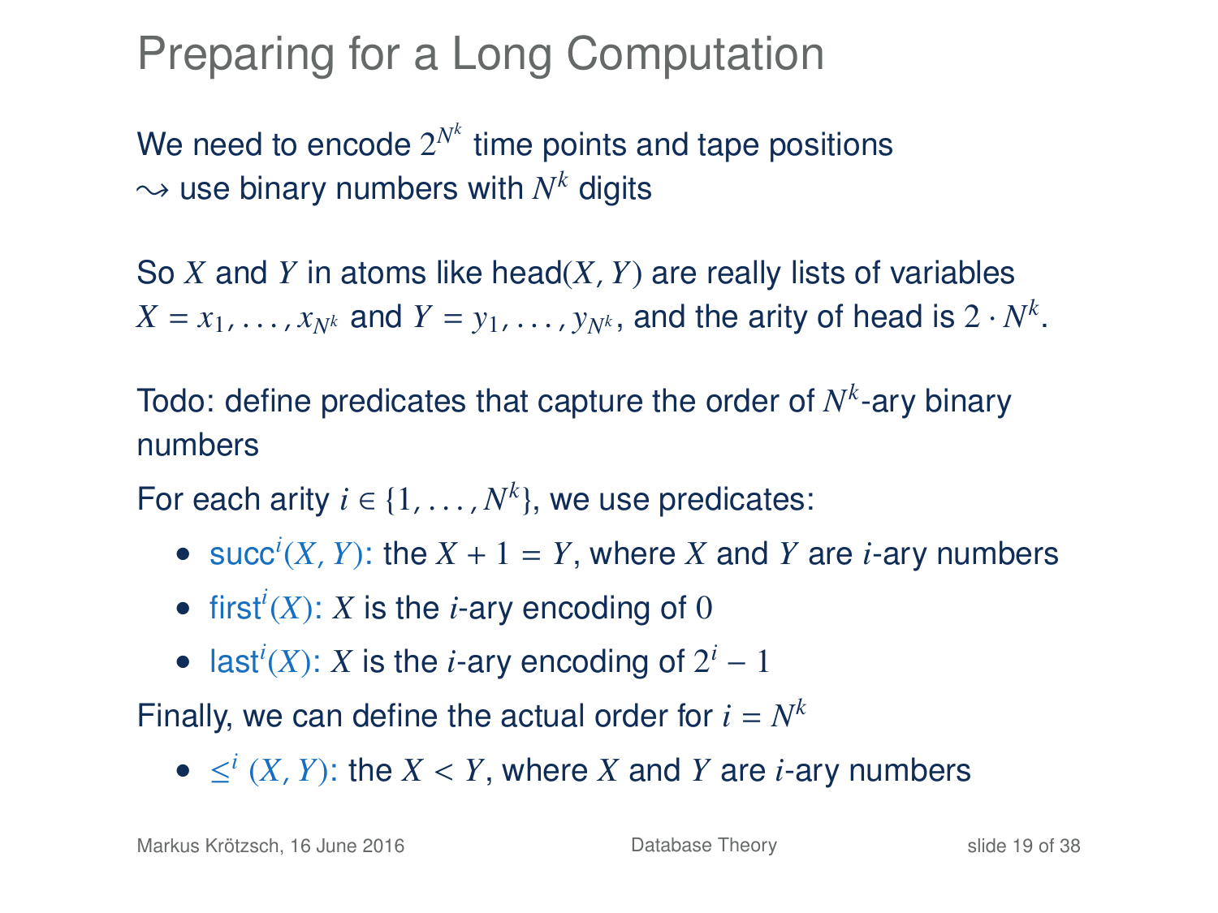# Preparing for a Long Computation

We need to encode $2^{N^k}$ time points and tape positions
$\leadsto$ use binary numbers with $N^k$ digits

So $X$ and $Y$ in atoms like head$(X, Y)$ are really lists of variables $X = x_1, \ldots, x_{N^k}$ and $Y = y_1, \ldots, y_{N^k}$, and the arity of head is $2 \cdot N^k$.

Todo: define predicates that capture the order of $N^k$-ary binary numbers

For each arity $i \in \{1, \ldots, N^k\}$, we use predicates:

- succ$^i(X, Y)$: the $X + 1 = Y$, where $X$ and $Y$ are $i$-ary numbers
- first$^i(X)$: $X$ is the $i$-ary encoding of $0$
- last$^i(X)$: $X$ is the $i$-ary encoding of $2^i - 1$

Finally, we can define the actual order for $i = N^k$

- $\leq^i (X, Y)$: the $X < Y$, where $X$ and $Y$ are $i$-ary numbers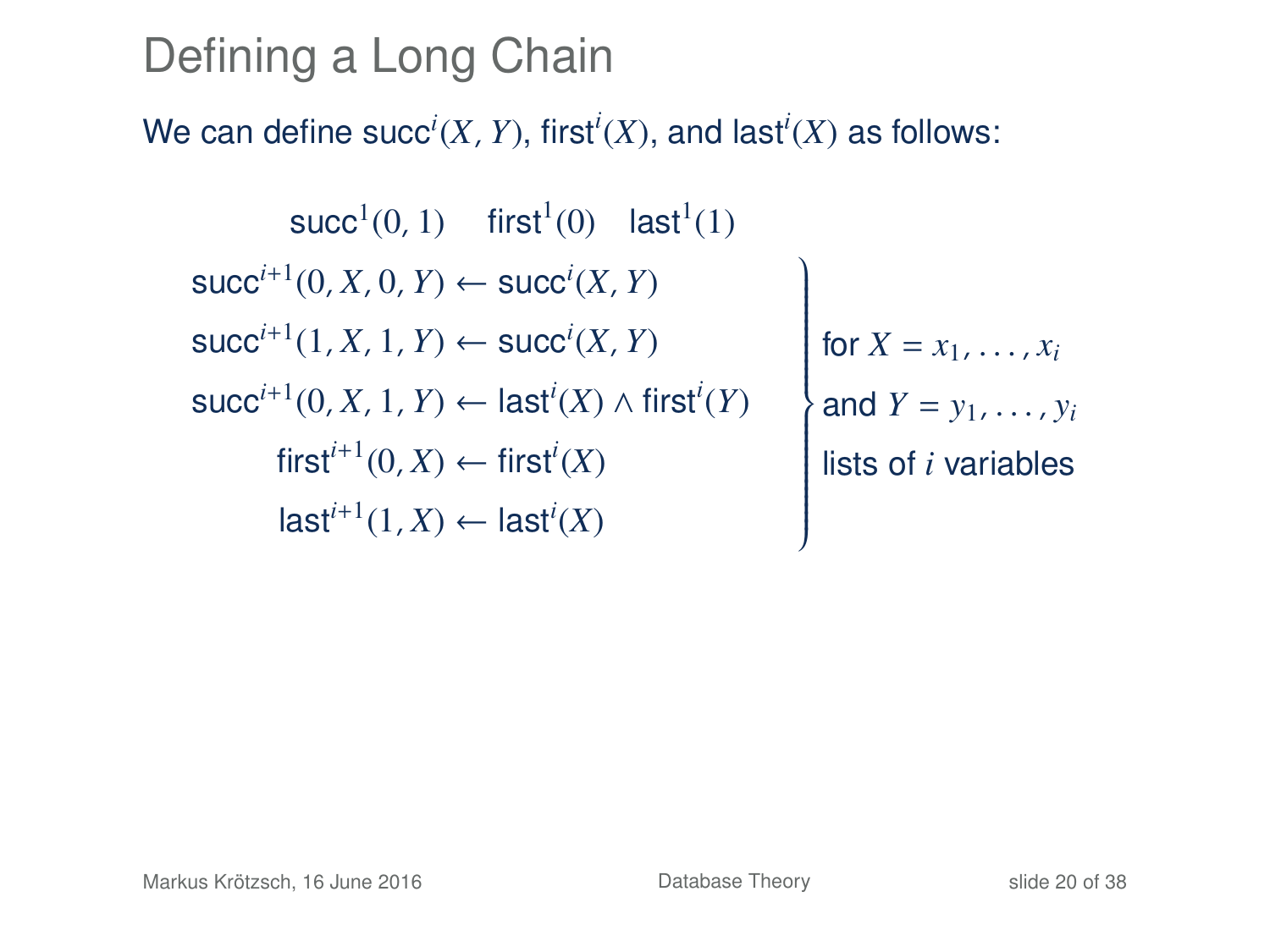# Defining a Long Chain

We can define $\mathsf{succ}^i(X, Y)$, $\mathsf{first}^i(X)$, and $\mathsf{last}^i(X)$ as follows:

$$\mathsf{succ}^1(0, 1) \quad \mathsf{first}^1(0) \quad \mathsf{last}^1(1)$$

$$\left.\begin{aligned}
\mathsf{succ}^{i+1}(0, X, 0, Y) &\leftarrow \mathsf{succ}^i(X, Y) \\
\mathsf{succ}^{i+1}(1, X, 1, Y) &\leftarrow \mathsf{succ}^i(X, Y) \\
\mathsf{succ}^{i+1}(0, X, 1, Y) &\leftarrow \mathsf{last}^i(X) \wedge \mathsf{first}^i(Y) \\
\mathsf{first}^{i+1}(0, X) &\leftarrow \mathsf{first}^i(X) \\
\mathsf{last}^{i+1}(1, X) &\leftarrow \mathsf{last}^i(X)
\end{aligned}\right\} \begin{array}{l}\text{for } X = x_1, \ldots, x_i \\ \text{and } Y = y_1, \ldots, y_i \\ \text{lists of } i \text{ variables}\end{array}$$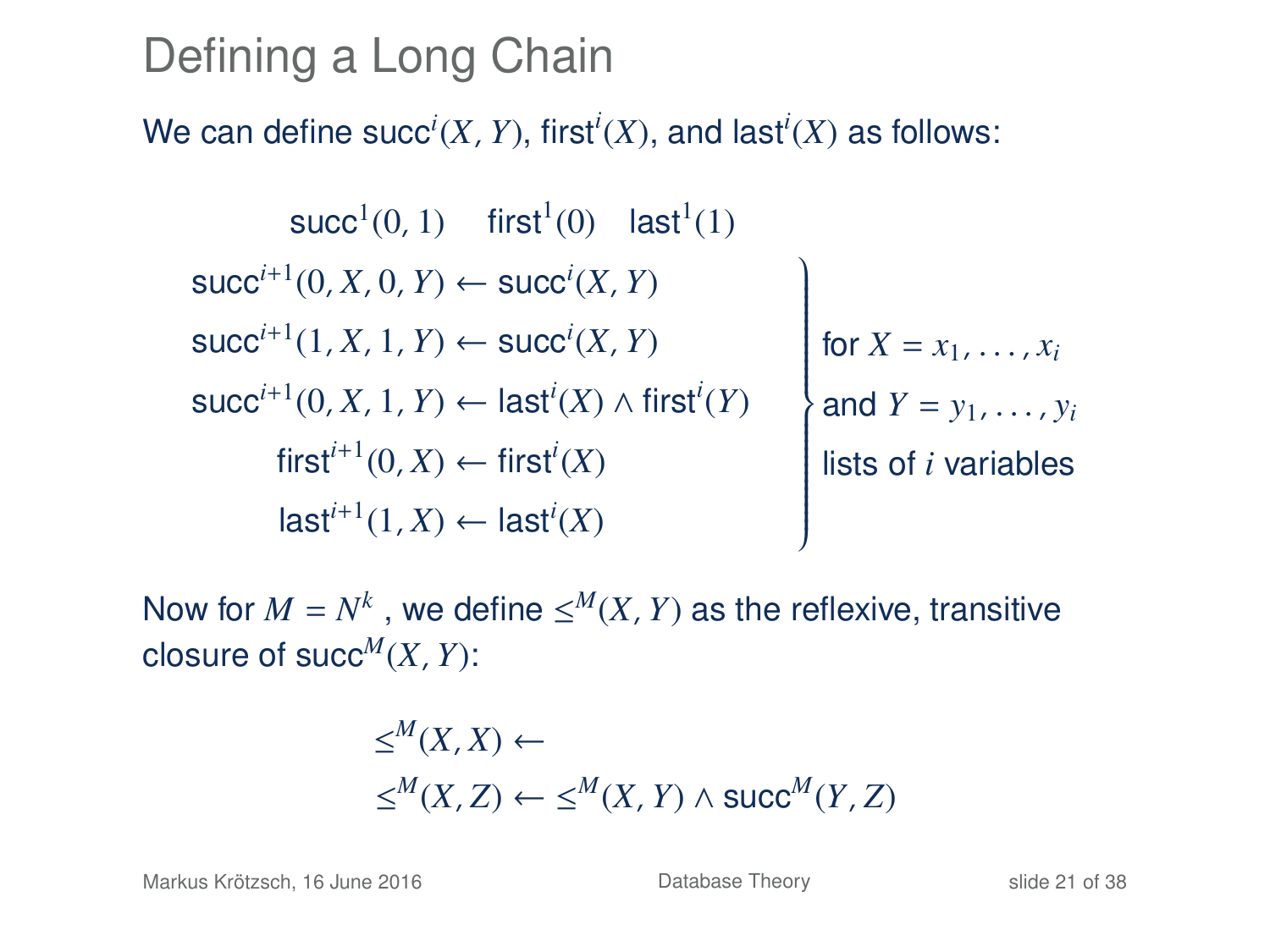# Defining a Long Chain

We can define $\mathsf{succ}^i(X, Y)$, $\mathsf{first}^i(X)$, and $\mathsf{last}^i(X)$ as follows:

$$\mathsf{succ}^1(0, 1) \quad \mathsf{first}^1(0) \quad \mathsf{last}^1(1)$$

$$\left.\begin{aligned}
\mathsf{succ}^{i+1}(0, X, 0, Y) &\leftarrow \mathsf{succ}^i(X, Y) \\
\mathsf{succ}^{i+1}(1, X, 1, Y) &\leftarrow \mathsf{succ}^i(X, Y) \\
\mathsf{succ}^{i+1}(0, X, 1, Y) &\leftarrow \mathsf{last}^i(X) \wedge \mathsf{first}^i(Y) \\
\mathsf{first}^{i+1}(0, X) &\leftarrow \mathsf{first}^i(X) \\
\mathsf{last}^{i+1}(1, X) &\leftarrow \mathsf{last}^i(X)
\end{aligned}\right\} \begin{array}{l}\text{for } X = x_1, \ldots, x_i \\ \text{and } Y = y_1, \ldots, y_i \\ \text{lists of } i \text{ variables}\end{array}$$

Now for $M = N^k$, we define $\leq^M(X, Y)$ as the reflexive, transitive closure of $\mathsf{succ}^M(X, Y)$:

$$\begin{aligned}
&\leq^M(X, X) \leftarrow \\
&\leq^M(X, Z) \leftarrow \leq^M(X, Y) \wedge \mathsf{succ}^M(Y, Z)
\end{aligned}$$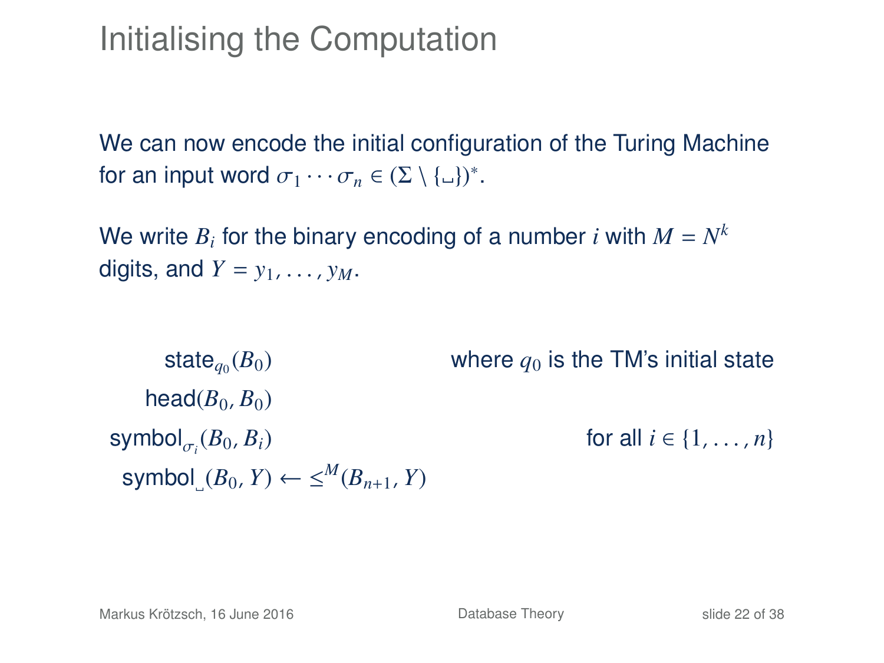# Initialising the Computation

We can now encode the initial configuration of the Turing Machine for an input word $\sigma_1 \cdots \sigma_n \in (\Sigma \setminus \{\text{␣}\})^*$.

We write $B_i$ for the binary encoding of a number $i$ with $M = N^k$ digits, and $Y = y_1, \ldots, y_M$.

$$\mathsf{state}_{q_0}(B_0) \qquad \text{where } q_0 \text{ is the TM's initial state}$$

$$\mathsf{head}(B_0, B_0)$$

$$\mathsf{symbol}_{\sigma_i}(B_0, B_i) \qquad \text{for all } i \in \{1, \ldots, n\}$$

$$\mathsf{symbol}_{\text{␣}}(B_0, Y) \leftarrow \leq^M(B_{n+1}, Y)$$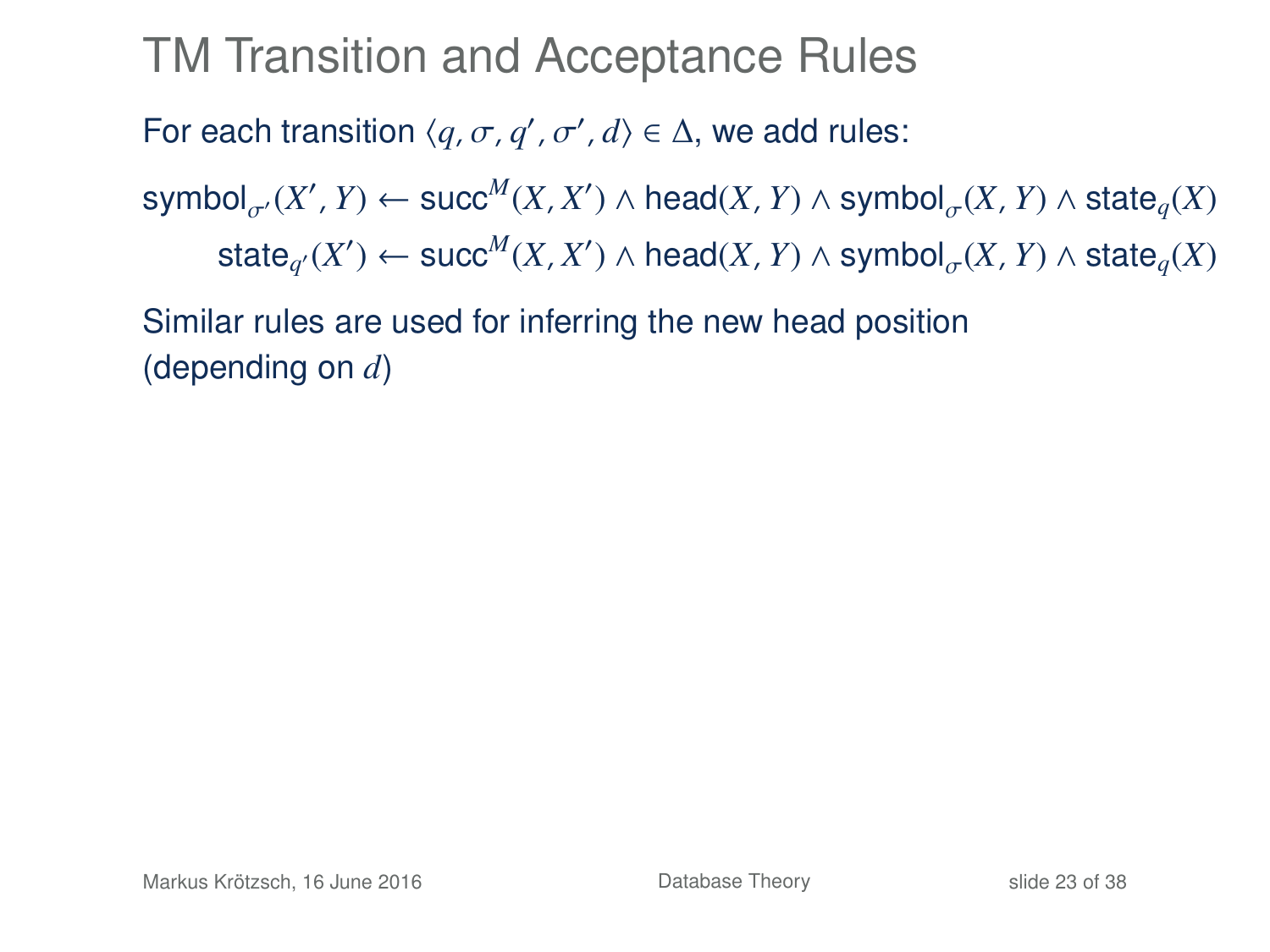# TM Transition and Acceptance Rules

For each transition $\langle q, \sigma, q', \sigma', d \rangle \in \Delta$, we add rules:

$$\mathsf{symbol}_{\sigma'}(X', Y) \leftarrow \mathsf{succ}^M(X, X') \wedge \mathsf{head}(X, Y) \wedge \mathsf{symbol}_{\sigma}(X, Y) \wedge \mathsf{state}_q(X)$$

$$\mathsf{state}_{q'}(X') \leftarrow \mathsf{succ}^M(X, X') \wedge \mathsf{head}(X, Y) \wedge \mathsf{symbol}_{\sigma}(X, Y) \wedge \mathsf{state}_q(X)$$

Similar rules are used for inferring the new head position (depending on $d$)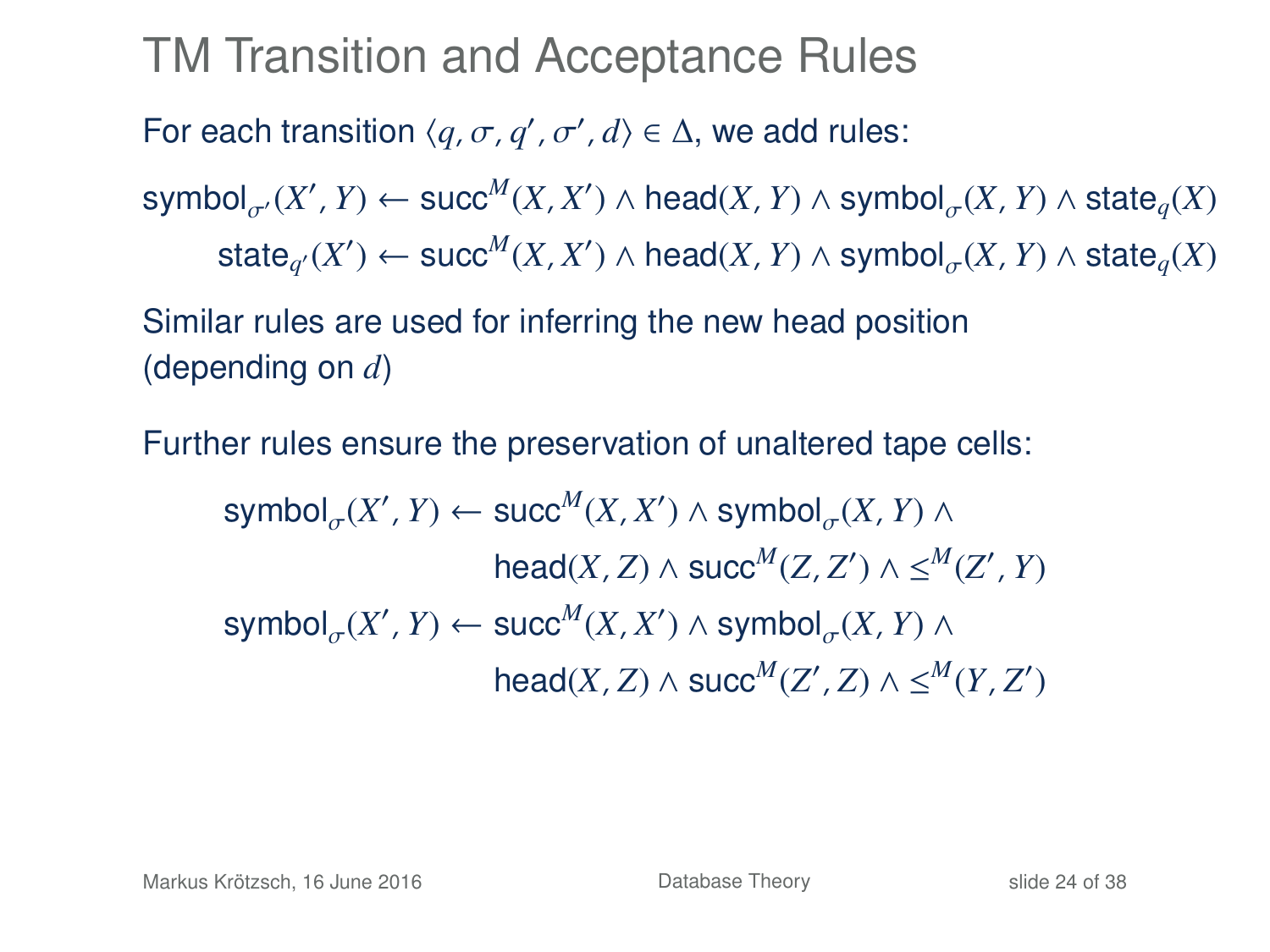# TM Transition and Acceptance Rules

For each transition $\langle q, \sigma, q', \sigma', d \rangle \in \Delta$, we add rules:

$$\mathsf{symbol}_{\sigma'}(X', Y) \leftarrow \mathsf{succ}^M(X, X') \wedge \mathsf{head}(X, Y) \wedge \mathsf{symbol}_{\sigma}(X, Y) \wedge \mathsf{state}_q(X)$$

$$\mathsf{state}_{q'}(X') \leftarrow \mathsf{succ}^M(X, X') \wedge \mathsf{head}(X, Y) \wedge \mathsf{symbol}_{\sigma}(X, Y) \wedge \mathsf{state}_q(X)$$

Similar rules are used for inferring the new head position (depending on $d$)

Further rules ensure the preservation of unaltered tape cells:

$$\mathsf{symbol}_{\sigma}(X', Y) \leftarrow \mathsf{succ}^M(X, X') \wedge \mathsf{symbol}_{\sigma}(X, Y) \wedge \mathsf{head}(X, Z) \wedge \mathsf{succ}^M(Z, Z') \wedge \leq^M(Z', Y)$$

$$\mathsf{symbol}_{\sigma}(X', Y) \leftarrow \mathsf{succ}^M(X, X') \wedge \mathsf{symbol}_{\sigma}(X, Y) \wedge \mathsf{head}(X, Z) \wedge \mathsf{succ}^M(Z', Z) \wedge \leq^M(Y, Z')$$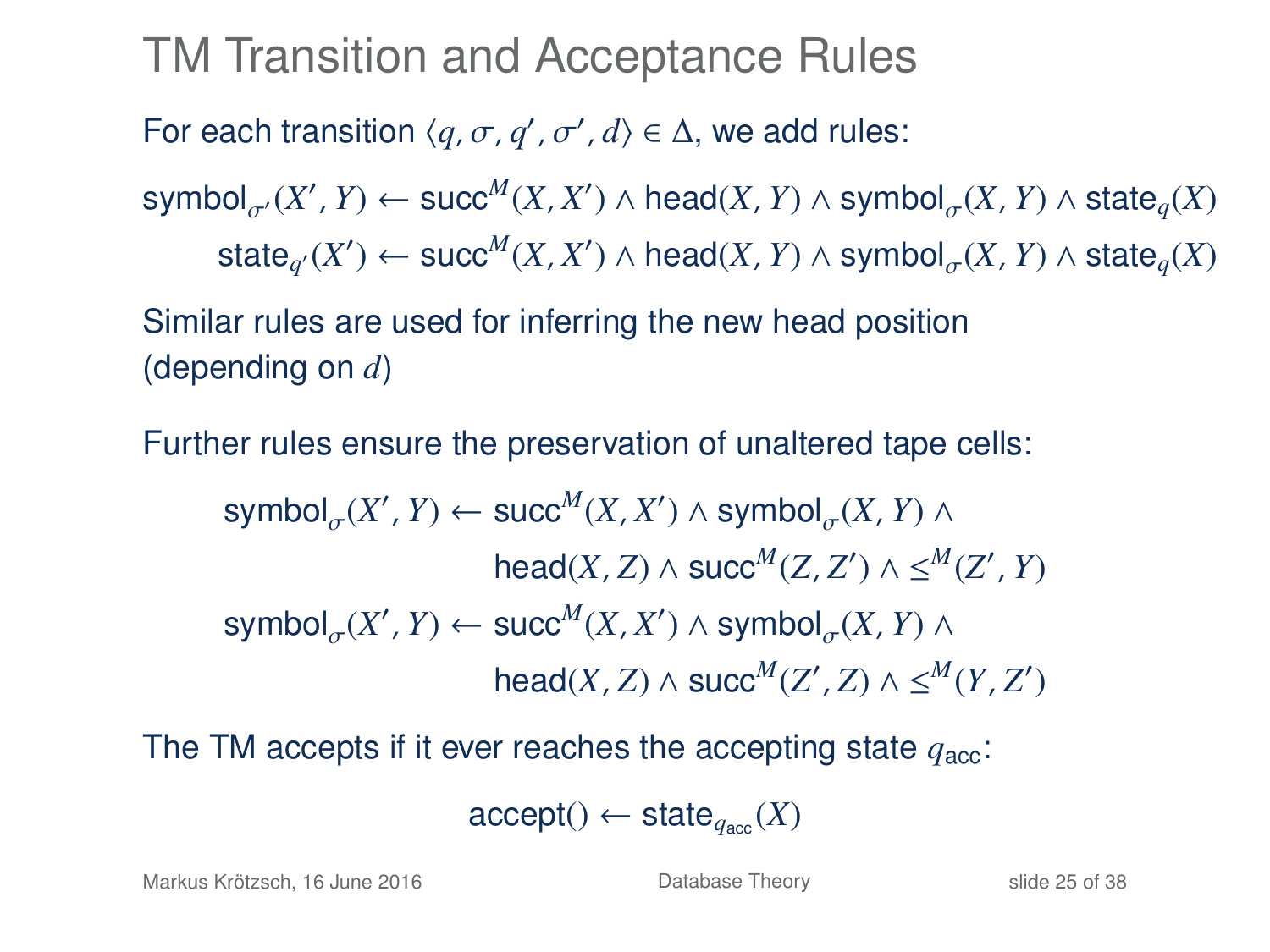# TM Transition and Acceptance Rules

For each transition $\langle q, \sigma, q', \sigma', d\rangle \in \Delta$, we add rules:

$$\mathsf{symbol}_{\sigma'}(X', Y) \leftarrow \mathsf{succ}^M(X, X') \wedge \mathsf{head}(X, Y) \wedge \mathsf{symbol}_{\sigma}(X, Y) \wedge \mathsf{state}_q(X)$$

$$\mathsf{state}_{q'}(X') \leftarrow \mathsf{succ}^M(X, X') \wedge \mathsf{head}(X, Y) \wedge \mathsf{symbol}_{\sigma}(X, Y) \wedge \mathsf{state}_q(X)$$

Similar rules are used for inferring the new head position (depending on $d$)

Further rules ensure the preservation of unaltered tape cells:

$$\mathsf{symbol}_{\sigma}(X', Y) \leftarrow \mathsf{succ}^M(X, X') \wedge \mathsf{symbol}_{\sigma}(X, Y) \wedge \mathsf{head}(X, Z) \wedge \mathsf{succ}^M(Z, Z') \wedge \leq^M(Z', Y)$$

$$\mathsf{symbol}_{\sigma}(X', Y) \leftarrow \mathsf{succ}^M(X, X') \wedge \mathsf{symbol}_{\sigma}(X, Y) \wedge \mathsf{head}(X, Z) \wedge \mathsf{succ}^M(Z', Z) \wedge \leq^M(Y, Z')$$

The TM accepts if it ever reaches the accepting state $q_{\mathsf{acc}}$:

$$\mathsf{accept}() \leftarrow \mathsf{state}_{q_{\mathsf{acc}}}(X)$$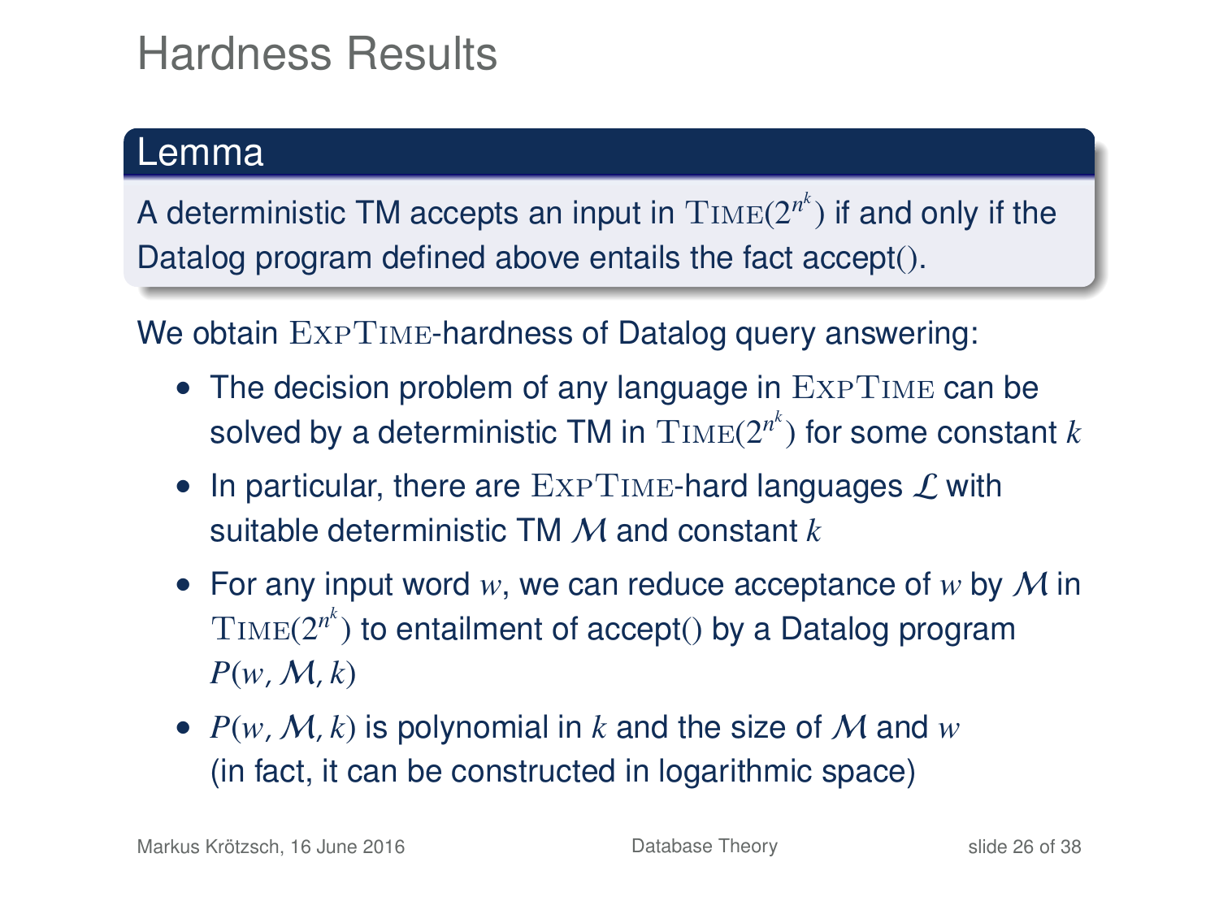# Hardness Results

**Lemma**

A deterministic TM accepts an input in $\text{TIME}(2^{n^k})$ if and only if the Datalog program defined above entails the fact accept().

We obtain $\text{EXPTIME}$-hardness of Datalog query answering:

- The decision problem of any language in $\text{EXPTIME}$ can be solved by a deterministic TM in $\text{TIME}(2^{n^k})$ for some constant $k$
- In particular, there are $\text{EXPTIME}$-hard languages $\mathcal{L}$ with suitable deterministic TM $\mathcal{M}$ and constant $k$
- For any input word $w$, we can reduce acceptance of $w$ by $\mathcal{M}$ in $\text{TIME}(2^{n^k})$ to entailment of accept() by a Datalog program $P(w, \mathcal{M}, k)$
- $P(w, \mathcal{M}, k)$ is polynomial in $k$ and the size of $\mathcal{M}$ and $w$ (in fact, it can be constructed in logarithmic space)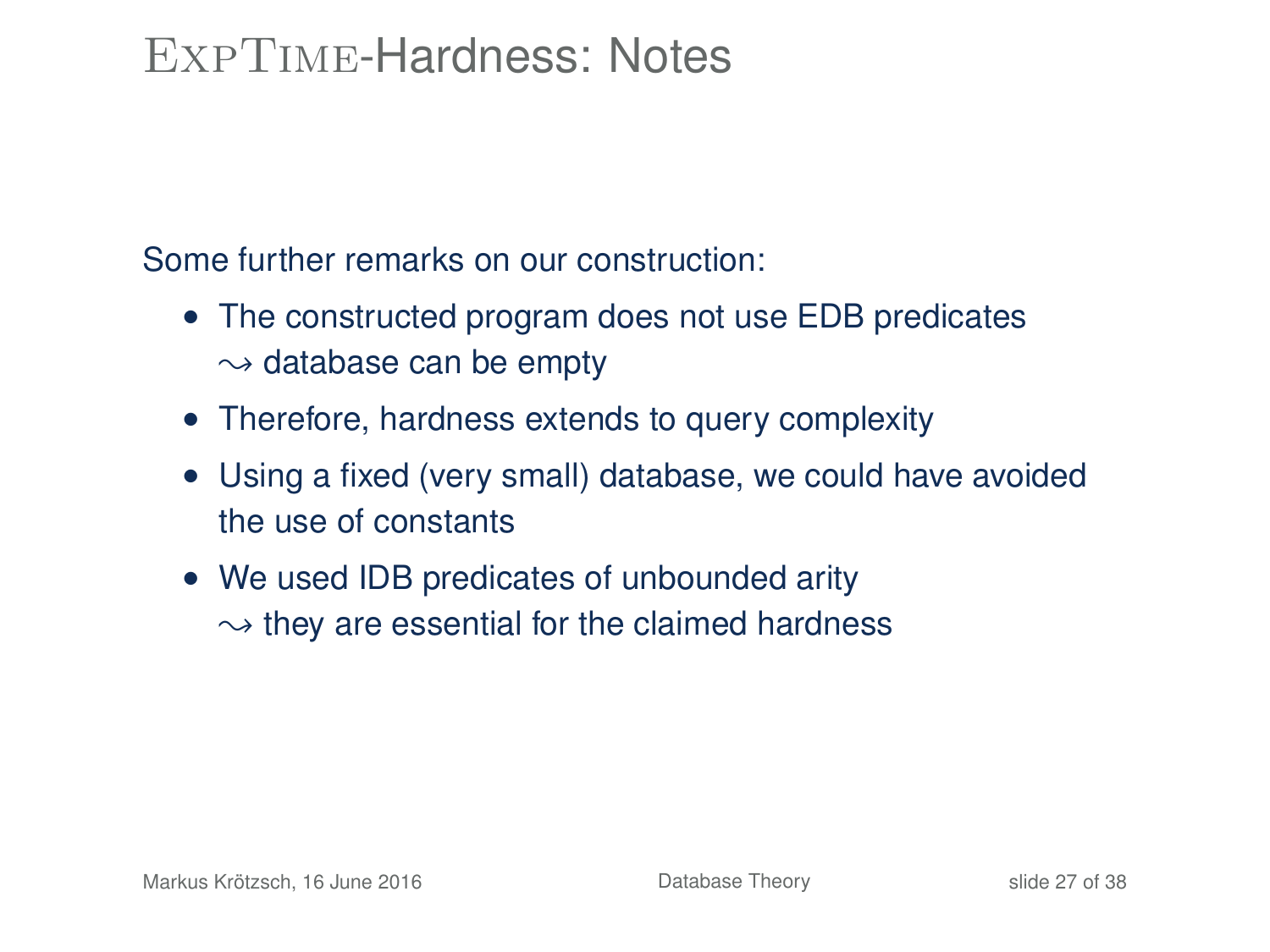# ExpTime-Hardness: Notes

Some further remarks on our construction:

- The constructed program does not use EDB predicates
  $\leadsto$ database can be empty
- Therefore, hardness extends to query complexity
- Using a fixed (very small) database, we could have avoided the use of constants
- We used IDB predicates of unbounded arity
  $\leadsto$ they are essential for the claimed hardness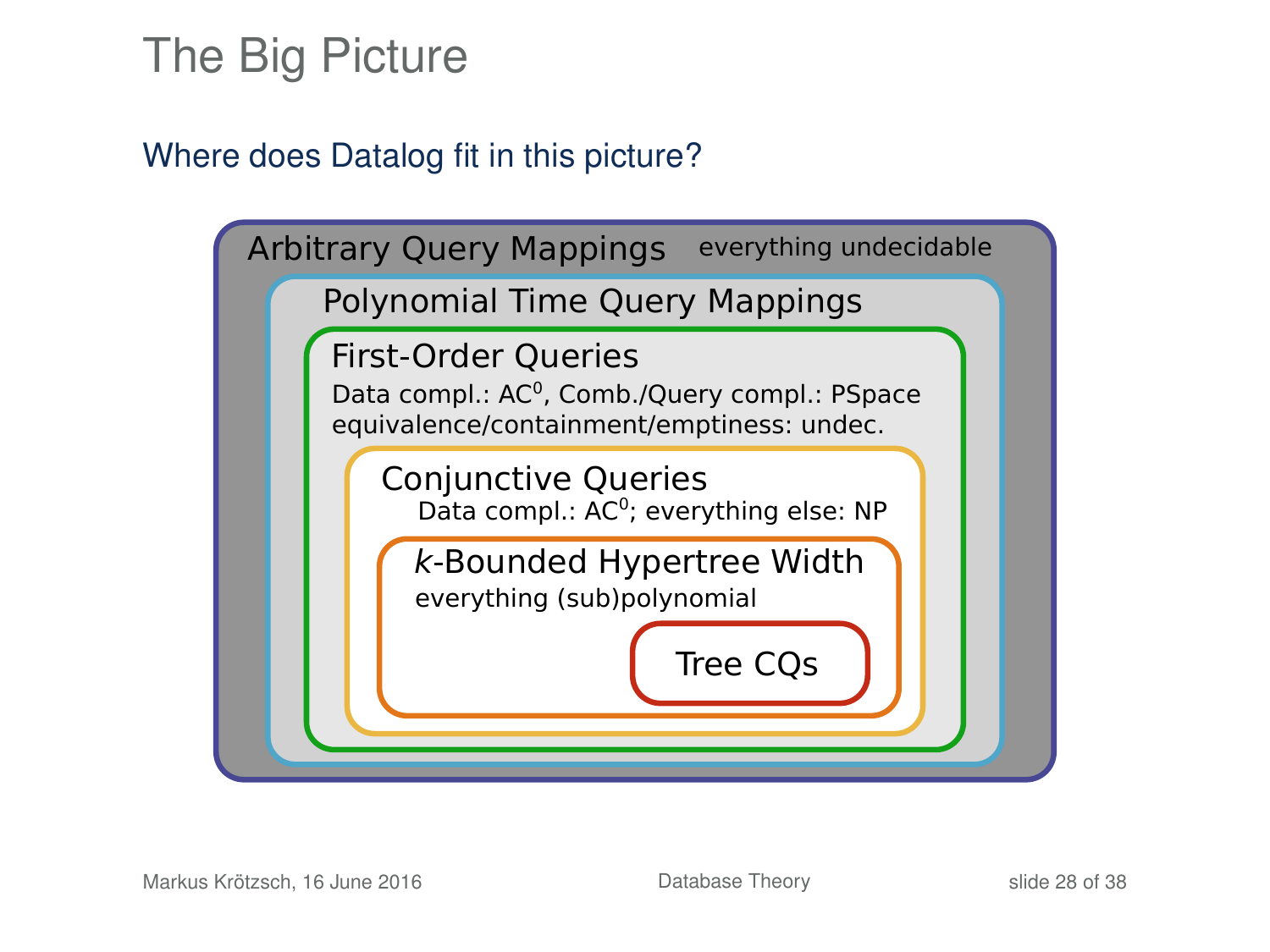# The Big Picture

Where does Datalog fit in this picture?

- **Arbitrary Query Mappings** — everything undecidable
  - **Polynomial Time Query Mappings**
    - **First-Order Queries** — Data compl.: $AC^0$, Comb./Query compl.: PSpace; equivalence/containment/emptiness: undec.
      - **Conjunctive Queries** — Data compl.: $AC^0$; everything else: NP
        - ***k*-Bounded Hypertree Width** — everything (sub)polynomial
          - **Tree CQs**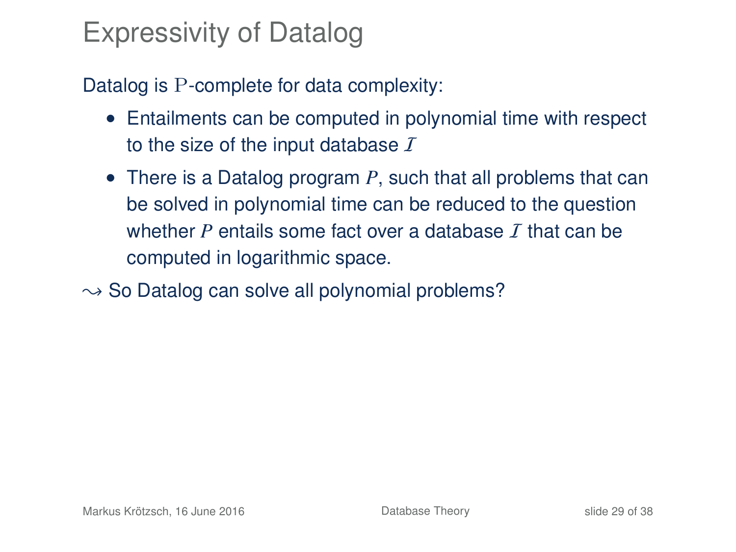# Expressivity of Datalog

Datalog is $\mathrm{P}$-complete for data complexity:

- Entailments can be computed in polynomial time with respect to the size of the input database $\mathcal{I}$
- There is a Datalog program $P$, such that all problems that can be solved in polynomial time can be reduced to the question whether $P$ entails some fact over a database $\mathcal{I}$ that can be computed in logarithmic space.

$\leadsto$ So Datalog can solve all polynomial problems?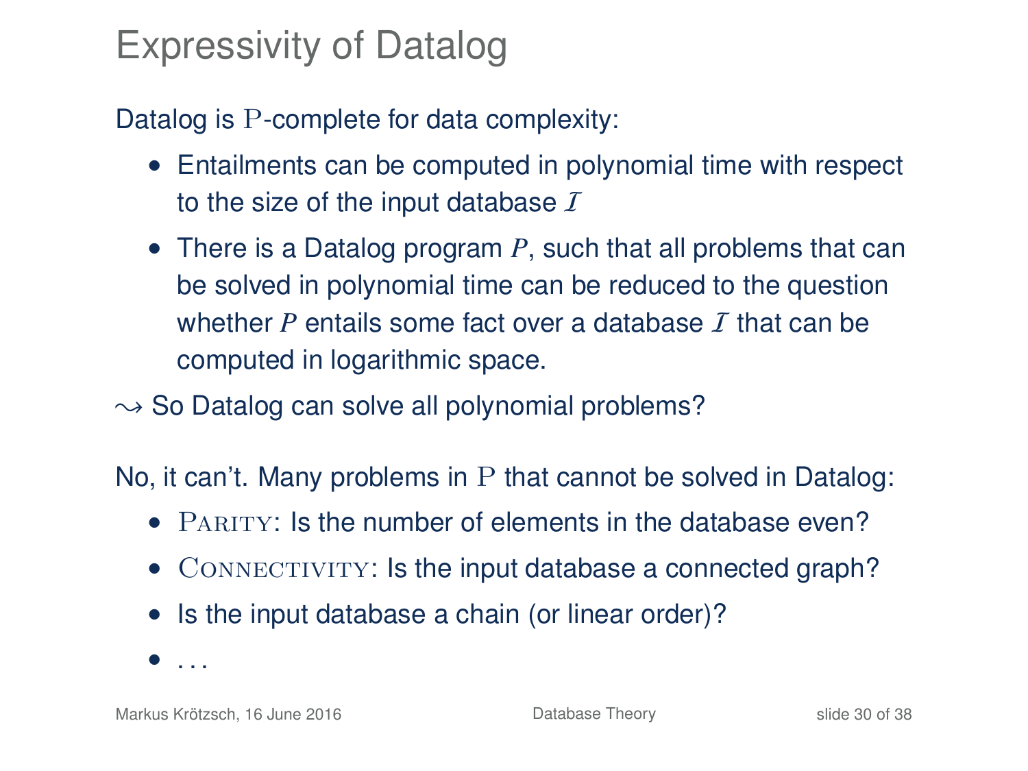# Expressivity of Datalog

Datalog is $\mathrm{P}$-complete for data complexity:

- Entailments can be computed in polynomial time with respect to the size of the input database $\mathcal{I}$
- There is a Datalog program $P$, such that all problems that can be solved in polynomial time can be reduced to the question whether $P$ entails some fact over a database $\mathcal{I}$ that can be computed in logarithmic space.

$\leadsto$ So Datalog can solve all polynomial problems?

No, it can't. Many problems in $\mathrm{P}$ that cannot be solved in Datalog:

- PARITY: Is the number of elements in the database even?
- CONNECTIVITY: Is the input database a connected graph?
- Is the input database a chain (or linear order)?
- ...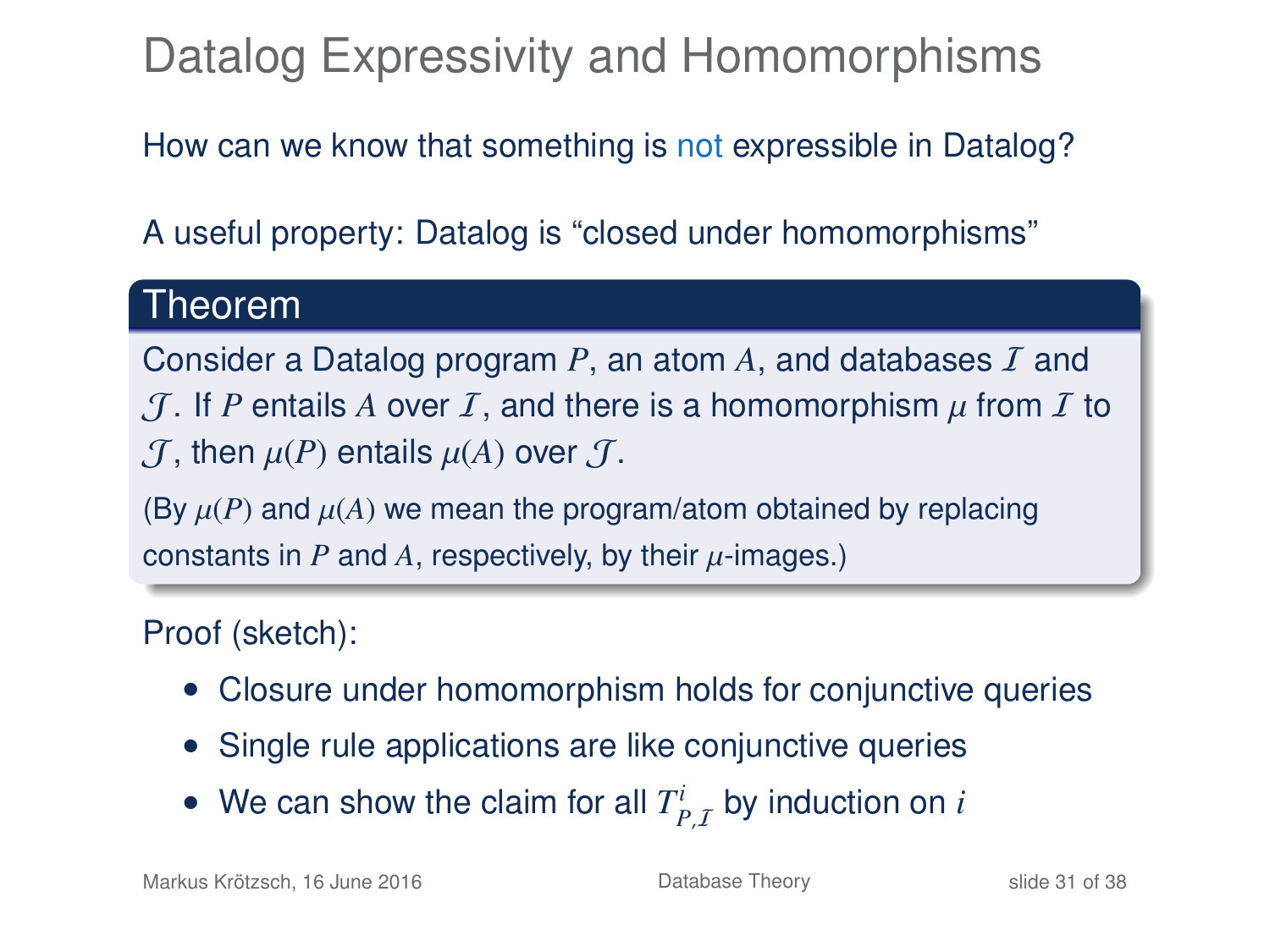# Datalog Expressivity and Homomorphisms

How can we know that something is not expressible in Datalog?

A useful property: Datalog is "closed under homomorphisms"

**Theorem**

Consider a Datalog program $P$, an atom $A$, and databases $\mathcal{I}$ and $\mathcal{J}$. If $P$ entails $A$ over $\mathcal{I}$, and there is a homomorphism $\mu$ from $\mathcal{I}$ to $\mathcal{J}$, then $\mu(P)$ entails $\mu(A)$ over $\mathcal{J}$.

(By $\mu(P)$ and $\mu(A)$ we mean the program/atom obtained by replacing constants in $P$ and $A$, respectively, by their $\mu$-images.)

Proof (sketch):

- Closure under homomorphism holds for conjunctive queries
- Single rule applications are like conjunctive queries
- We can show the claim for all $T^i_{P,\mathcal{I}}$ by induction on $i$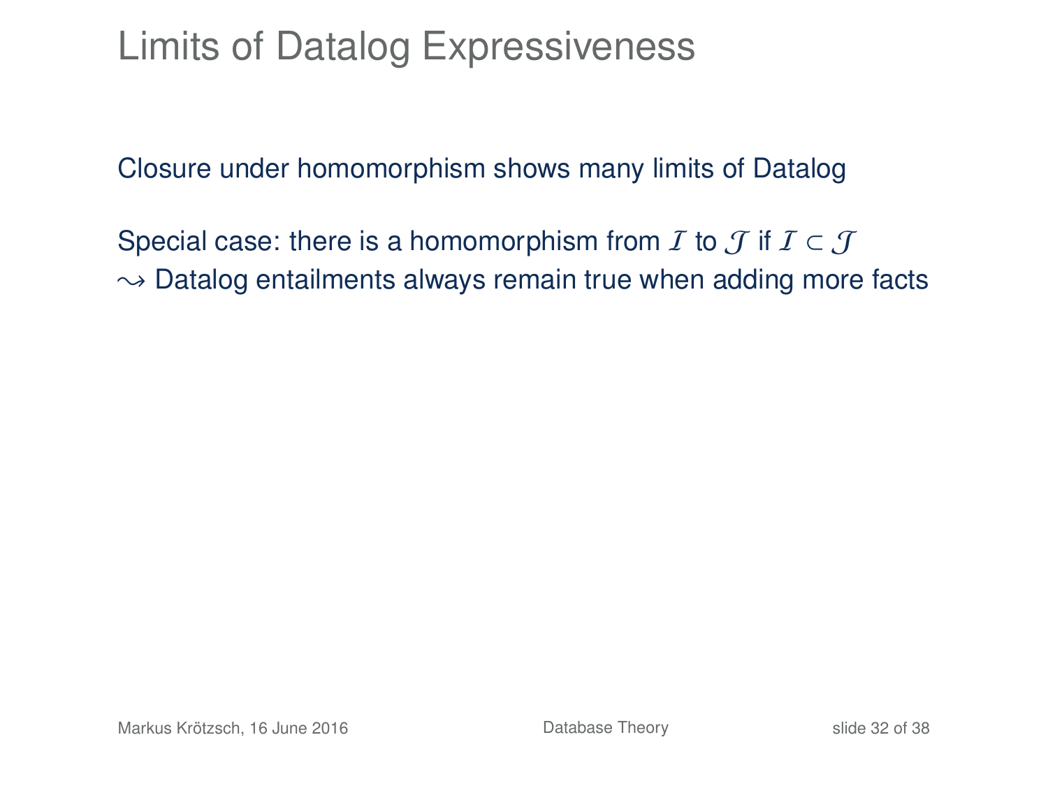# Limits of Datalog Expressiveness

Closure under homomorphism shows many limits of Datalog

Special case: there is a homomorphism from $\mathcal{I}$ to $\mathcal{J}$ if $\mathcal{I} \subset \mathcal{J}$
$\leadsto$ Datalog entailments always remain true when adding more facts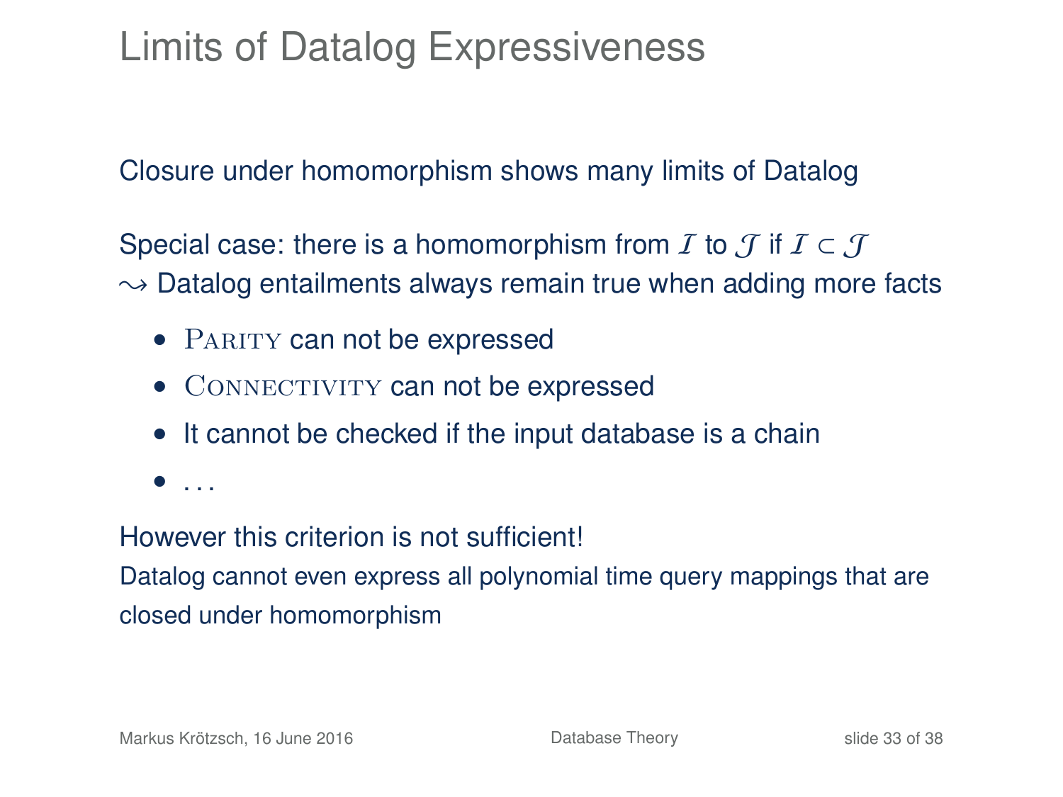# Limits of Datalog Expressiveness

Closure under homomorphism shows many limits of Datalog

Special case: there is a homomorphism from $\mathcal{I}$ to $\mathcal{J}$ if $\mathcal{I} \subset \mathcal{J}$
$\leadsto$ Datalog entailments always remain true when adding more facts

- Parity can not be expressed
- Connectivity can not be expressed
- It cannot be checked if the input database is a chain
- ...

However this criterion is not sufficient!

Datalog cannot even express all polynomial time query mappings that are closed under homomorphism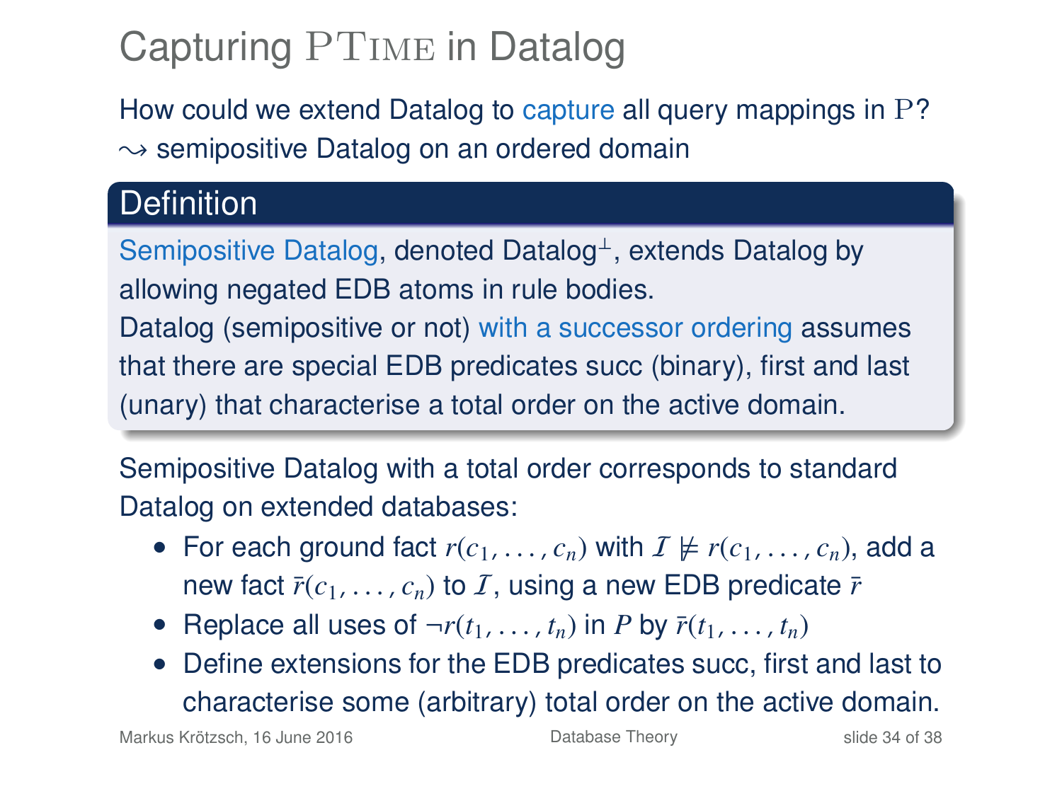# Capturing PTIME in Datalog

How could we extend Datalog to capture all query mappings in P?
$\rightsquigarrow$ semipositive Datalog on an ordered domain

## Definition

Semipositive Datalog, denoted Datalog$^{\perp}$, extends Datalog by allowing negated EDB atoms in rule bodies.
Datalog (semipositive or not) with a successor ordering assumes that there are special EDB predicates succ (binary), first and last (unary) that characterise a total order on the active domain.

Semipositive Datalog with a total order corresponds to standard Datalog on extended databases:

- For each ground fact $r(c_1, \ldots, c_n)$ with $\mathcal{I} \not\models r(c_1, \ldots, c_n)$, add a new fact $\bar{r}(c_1, \ldots, c_n)$ to $\mathcal{I}$, using a new EDB predicate $\bar{r}$
- Replace all uses of $\neg r(t_1, \ldots, t_n)$ in $P$ by $\bar{r}(t_1, \ldots, t_n)$
- Define extensions for the EDB predicates succ, first and last to characterise some (arbitrary) total order on the active domain.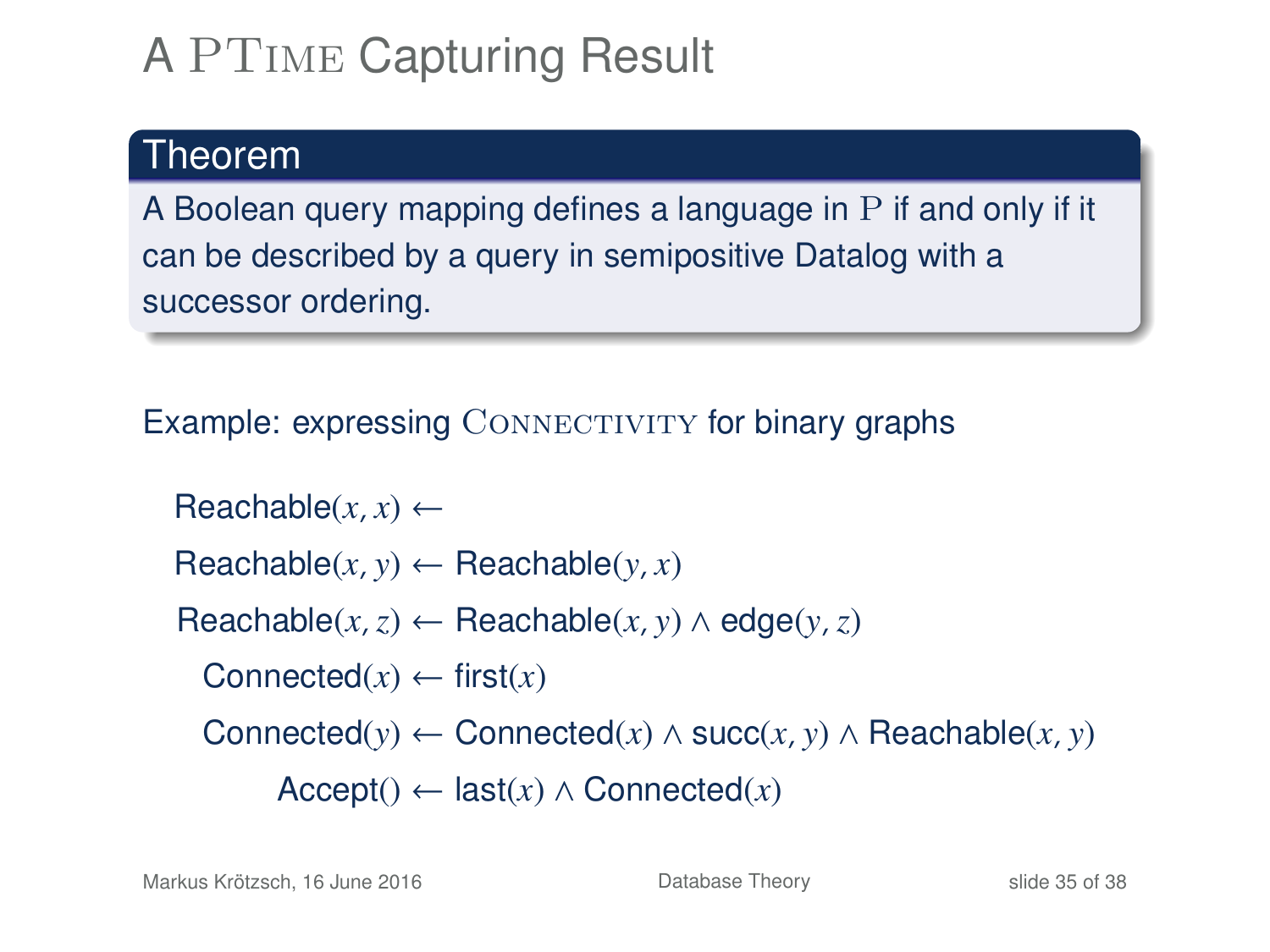# A PTime Capturing Result

**Theorem**

A Boolean query mapping defines a language in P if and only if it can be described by a query in semipositive Datalog with a successor ordering.

Example: expressing Connectivity for binary graphs

$$\text{Reachable}(x, x) \leftarrow$$

$$\text{Reachable}(x, y) \leftarrow \text{Reachable}(y, x)$$

$$\text{Reachable}(x, z) \leftarrow \text{Reachable}(x, y) \wedge \text{edge}(y, z)$$

$$\text{Connected}(x) \leftarrow \text{first}(x)$$

$$\text{Connected}(y) \leftarrow \text{Connected}(x) \wedge \text{succ}(x, y) \wedge \text{Reachable}(x, y)$$

$$\text{Accept}() \leftarrow \text{last}(x) \wedge \text{Connected}(x)$$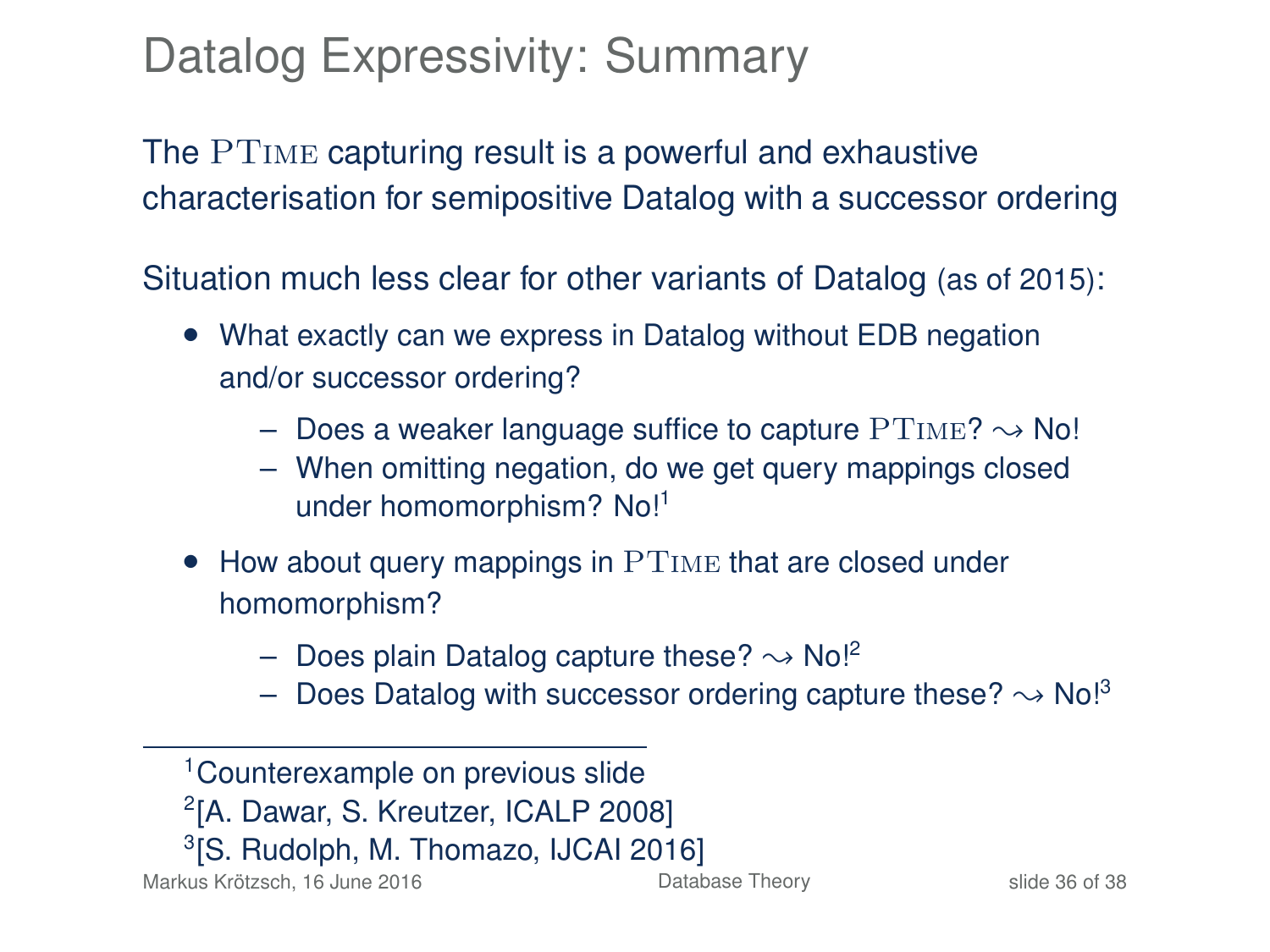# Datalog Expressivity: Summary

The PTime capturing result is a powerful and exhaustive characterisation for semipositive Datalog with a successor ordering

Situation much less clear for other variants of Datalog (as of 2015):

- What exactly can we express in Datalog without EDB negation and/or successor ordering?
  - Does a weaker language suffice to capture PTime? $\rightsquigarrow$ No!
  - When omitting negation, do we get query mappings closed under homomorphism? No![1]
- How about query mappings in PTime that are closed under homomorphism?
  - Does plain Datalog capture these? $\rightsquigarrow$ No![2]
  - Does Datalog with successor ordering capture these? $\rightsquigarrow$ No![3]

---

[1] Counterexample on previous slide

[2] [A. Dawar, S. Kreutzer, ICALP 2008]

[3] [S. Rudolph, M. Thomazo, IJCAI 2016]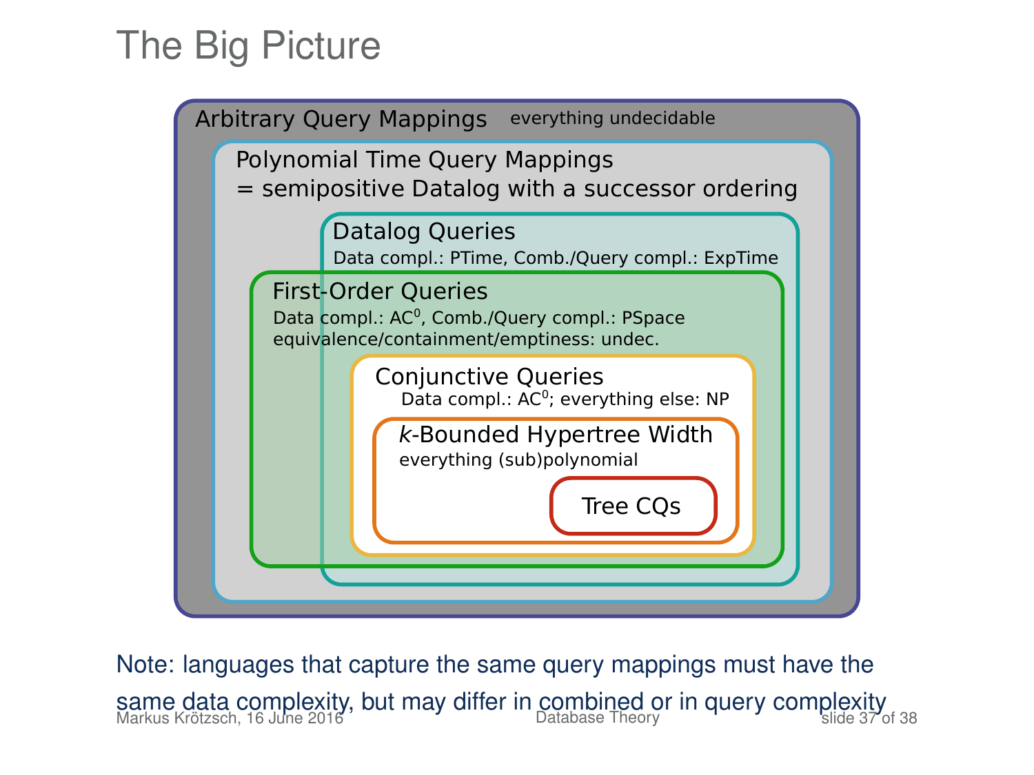# The Big Picture

Arbitrary Query Mappings — everything undecidable

Polynomial Time Query Mappings
= semipositive Datalog with a successor ordering

Datalog Queries
Data compl.: PTime, Comb./Query compl.: ExpTime

First-Order Queries
Data compl.: $AC^0$, Comb./Query compl.: PSpace
equivalence/containment/emptiness: undec.

Conjunctive Queries
Data compl.: $AC^0$; everything else: NP

*k*-Bounded Hypertree Width
everything (sub)polynomial

Tree CQs

Note: languages that capture the same query mappings must have the same data complexity, but may differ in combined or in query complexity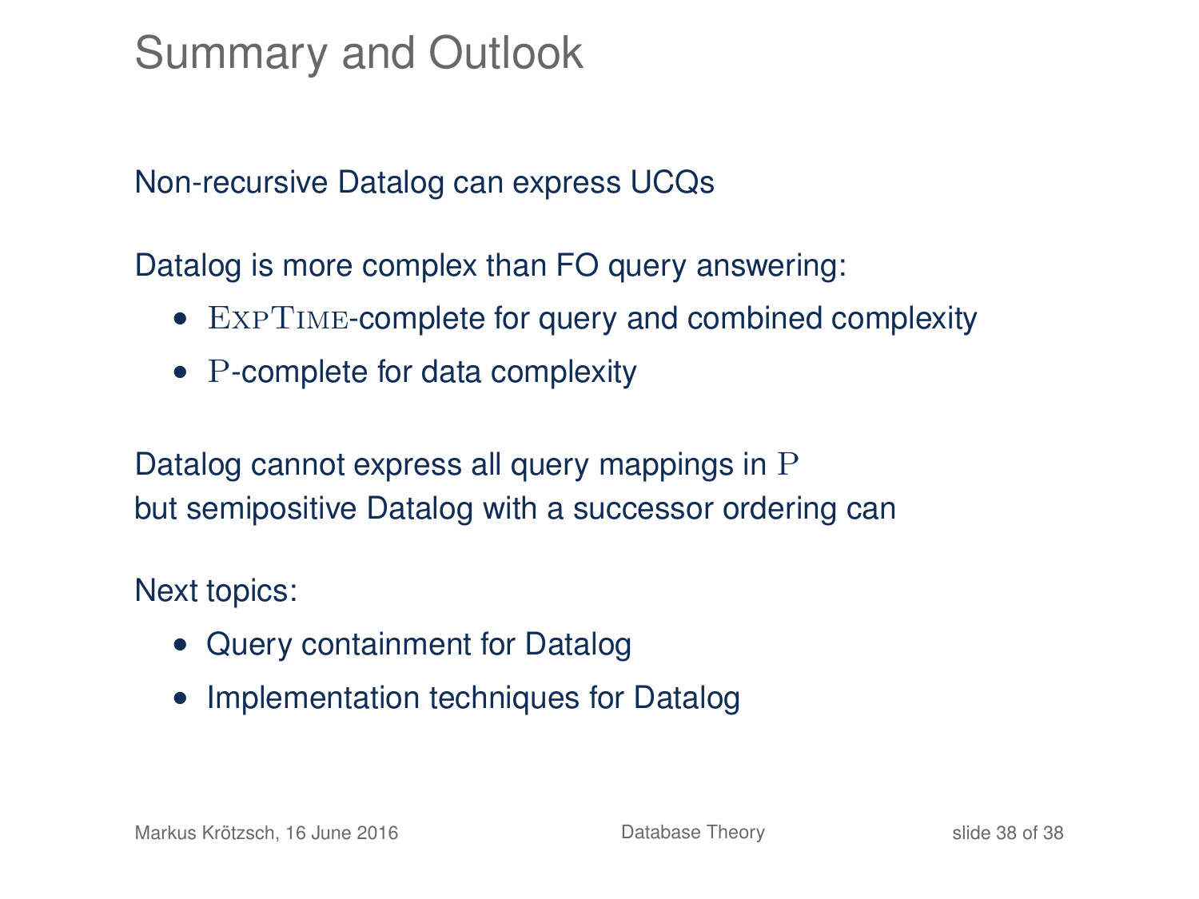# Summary and Outlook

Non-recursive Datalog can express UCQs

Datalog is more complex than FO query answering:

- ExpTime-complete for query and combined complexity
- P-complete for data complexity

Datalog cannot express all query mappings in P
but semipositive Datalog with a successor ordering can

Next topics:

- Query containment for Datalog
- Implementation techniques for Datalog